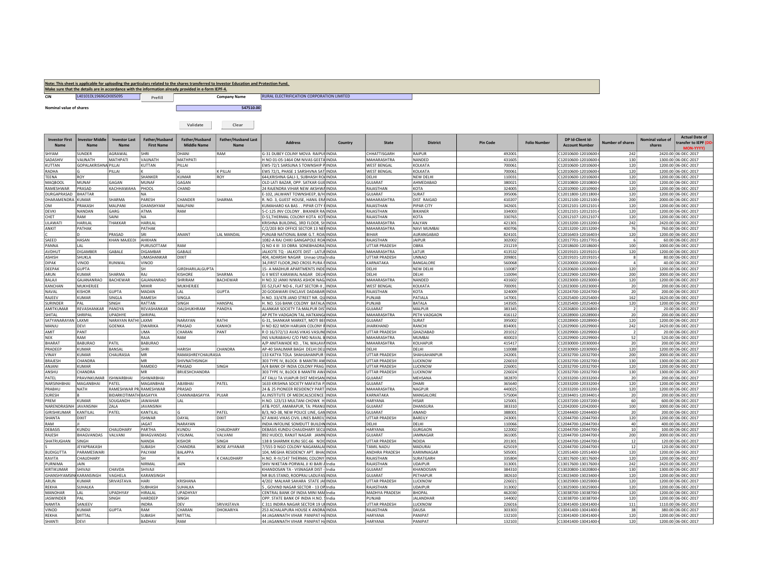**Note: This sheet is applicable for uploading the particulars related to the shares transferred to Investor Education and Protection Fund.**
**Make sure that the details are in accordance with the information already provided in e-form IEPF-4.**

CIN: L40101DL1969GOI005095 | Prefill | Company Name: RURAL ELECTRIFICATION CORPORATION LIMITED

Nominal value of shares: 547510.00

Validate | Clear

| Investor First Name | Investor Middle Name | Investor Last Name | Father/Husband First Name | Father/Husband Middle Name | Father/Husband Last Name | Address | Country | State | District | Pin Code | Folio Number | DP Id-Client Id-Account Number | Number of shares | Nominal value of shares | Actual Date of transfer to IEPF (DD-MON-YYYY) |
|---|---|---|---|---|---|---|---|---|---|---|---|---|---|---|---|
| SHYAM | SUNDER | AGRAWAL | SHRI | DHANI | RAM | G-31 DUBEY COLINY MOVA RAIPUR | INDIA | CHHATTISGARH | RAIPUR | 492001 | | C12010600-12010600- | 242 | 2420.00 | 06-DEC-2017 |
| SADASHIV | VAIJNATH | MATHPATI | VAIJNATH | MATHPATI | | H NO 01-05-1464 OM NIVAS GEETA | INDIA | MAHARASHTRA | NANDED | 431605 | | C12010600-12010600- | 130 | 1300.00 | 06-DEC-2017 |
| KUTTAN | GOPALAKRISHNA | PILLAI | KUTTAN | PILLAI | | EWS-72/1 SARSUNA S TOWNSHIP P | INDIA | WEST BENGAL | KOLKATA | 700061 | | C12010600-12010600- | 120 | 1200.00 | 06-DEC-2017 |
| RADHA | G | PILLAI | K | G | K PILLAI | EWS 72/1, PHASE 1 SARSHVNA SAT | INDIA | WEST BENGAL | KOLKATA | 700061 | | C12010600-12010600- | 120 | 1200.00 | 06-DEC-2017 |
| TEENA | ROY | | SHANKER | KUMAR | ROY | 644,KRISHNA GALI-1, SUBHASH RO | INDIA | DELHI | NEW DELHI | 110031 | | C12010600-12010600- | 120 | 1200.00 | 06-DEC-2017 |
| MAQBOOL | MUNAF | GAGAN | MUNAF | GAGAN | | OLD LATI BAZAR, OPP. SATKAR GUE | INDIA | GUJARAT | AHMEDABAD | 380021 | | C12010800-12010800- | 120 | 1200.00 | 06-DEC-2017 |
| RAMESHWAR | PRASAD | KACHHAWAHA | PHOOL | CHAND | | 24 RAJENDRA VIHAR NEW AKSHWA | INDIA | RAJASTHAN | KOTA | 324005 | | C12010900-12010900- | 120 | 1200.00 | 06-DEC-2017 |
| DURGAPRASAD | BHATTAR | | NA | | | E-102, JALWANT TOWNSHEEP, B/H | INDIA | GUJARAT | SURAT | 395006 | | C12011800-12011800- | 120 | 1200.00 | 06-DEC-2017 |
| DHARAMENDRA | KUMAR | SHARMA | PARESH | CHANDER | SHARMA | R. NO. 3, GUEST HOUSE, HANIL ERA | INDIA | MAHARASHTRA | DIST RAIGAD | 410207 | | C12012100-12012100- | 200 | 2000.00 | 06-DEC-2017 |
| OM | PRAKASH | MALPANI | GHANSHYAM | MALPANI | | KUMAHARO KA BAS . . PIPAR CITY F | INDIA | RAJASTHAN | PIPAR CITY | 342601 | | C12012101-12012101- | 120 | 1200.00 | 06-DEC-2017 |
| DEVKI | NANDAN | GARG | ATMA | RAM | | S-C-125 JNV COLONY . BIKANER RA | INDIA | RAJASTHAN | BIKANER | 334003 | | C12012101-12012101- | 120 | 1200.00 | 06-DEC-2017 |
| CHET | RAM | SAINI | NA | | | D-51,THERMAL COLONY KOTA KOT | INDIA | RAJASTHAN | KOTA | 330765 | | C12012107-12012107- | 120 | 1200.00 | 06-DEC-2017 |
| LILAWATI | HARILAL | THAKKAR | HARILAL | | | KRISHNA BUILDING, 3RD FLOOR, SH | INDIA | MAHARASHTRA | KALYAN | 421301 | | C12013200-12013200- | 242 | 2420.00 | 06-DEC-2017 |
| ANKIT | PATHAK | | PATHAK | | | C/2/203 BOI OFFICE SECTOR 13 NER | INDIA | MAHARASHTRA | NAVI MUMBAI | 400706 | | C12013200-12013200- | 76 | 760.00 | 06-DEC-2017 |
| C | D | PRASAD | SRI | ANANT | LAL MANDAL | PUNJAB NATIONAL BANK G.T. ROA | INDIA | BIHAR | AURANGABAD | 824101 | | C12016403-12016403- | 120 | 1200.00 | 06-DEC-2017 |
| SAEED | HASAN | KHAN MAJEEDI | AHKHAN | | | 1082-A RAJ CHIKI GANGAPOLE ROA | INDIA | RAJASTHAN | JAIPUR | 302002 | | C12017701-12017701- | 6 | 60.00 | 06-DEC-2017 |
| PANNA | LAL | | PURUSOTTAM | RAM | | Q NO 4 III 33 OBRA SONEBHADRA | INDIA | UTTAR PRADESH | OBRA | 231219 | | C12018600-12018600- | 100 | 1000.00 | 06-DEC-2017 |
| AVDHUT | DIGAMBER | GABALE | DIGAMBAR | GABALE | | JALKOTE TQ - JALKOTE DIST - LATUR | INDIA | MAHARASHTRA | LATUR | 413532 | | C12019101-12019101- | 120 | 1200.00 | 06-DEC-2017 |
| ASHISH | SHUKLA | | UMASHANKAR | DIXIT | | 404, ADARSHI NAGAR Unnao Utta | India | UTTAR PRADESH | UNNAO | 209801 | | C12019101-12019101- | 8 | 80.00 | 06-DEC-2017 |
| DIPAK | VINOD | RUNWAL | VINOD | | | 34,FIRST FLOOR,2ND CROSS PURA F | INDIA | KARNATAKA | BANGALORE | 560068 | | C12020000-12020000- | 4 | 40.00 | 06-DEC-2017 |
| DEEPAK | GUPTA | | SH | GIRDHARILALGUPTA | | 15- A MADHUR APARTMENTS INDE | INDIA | DELHI | NEW DELHI | 110087 | | C12020600-12020600- | 120 | 1200.00 | 06-DEC-2017 |
| ARUN | KUMAR | SHARMA | RAJ | KISHORE | SHARMA | G II WEST KARAWAL NAGAR DELH | INDIA | DELHI | DELHI | 110094 | | C12022900-12022900- | 200 | 2000.00 | 06-DEC-2017 |
| BALAJI | GAJANANRAO | BACHEWAR | GAJANANRAO | SHRIRAM | BACHEWAR | H NO.32 JANKI NIWAS ASHOK NAG | INDIA | MAHARASHTRA | NANDED | 431602 | | C12023000-12023000- | 120 | 1200.00 | 06-DEC-2017 |
| KANCHAN | MUKHERJEE | | MIHIR | MUKHERJEE | | EE-52,FLAT NO-6 , FLAT SECTOR-II , | INDIA | WEST BENGAL | KOLKATA | 700091 | | C12023000-12023000- | 20 | 200.00 | 06-DEC-2017 |
| NAVAL | KISHOR | GUPTA | MADAN | LAL | GUPTA | 20 GODAWARI ENCLAVE DADABAR | INDIA | RAJASTHAN | KOTA | 324009 | | C12024700-12024700- | 20 | 200.00 | 06-DEC-2017 |
| RAJEEV | KUMAR | SINGLA | RAMESH | SINGLA | | H.NO. 33/478 JAND STREET NR. QU | INDIA | PUNJAB | PATIALA | 147001 | | C12025400-12025400- | 162 | 1620.00 | 06-DEC-2017 |
| SURINDER | PAL | SINGH | RATTAN | SINGH | HANSPAL | H. NO. 516 BANK COLONY BATALA | INDIA | PUNJAB | BATALA | 143505 | | C12025400-12025400- | 120 | 1200.00 | 06-DEC-2017 |
| AMITKUMAR | REVASHANKAR | PANDYA | REVASHANKAR | DALSHUKHRAM | PANDYA | ALANKAR SOCIETY TA:MALPUR DIST | INDIA | GUJARAT | MALPUR | 383345 | | C12026800-12026800- | 2 | 20.00 | 06-DEC-2017 |
| SHITAL | SHRIPAL | UPADHYE | SHRIPAL | | | AP.PETH VADGAON TAL.HATKANGA | INDIA | MAHARASHTRA | PETH VADGAON | 416112 | | C12028900-12028900- | 20 | 200.00 | 06-DEC-2017 |
| SATYANARAYAN | LAXMI | NARAYAN RATHI | LAXMI | NARAYAN | RATHI | G-31, SHANKAR MARKET, MOTI BEG | INDIA | GUJARAT | SURAT | 395002 | | C12028900-12028900- | 120 | 1200.00 | 06-DEC-2017 |
| MANJU | DEVI | GOENKA | DWARIKA | PRASAD | KANHOI | H NO 822 MOH HARIJAN COLONY F | INDIA | JHARKHAND | RANCHI | 834001 | | C12029900-12029900- | 242 | 2420.00 | 06-DEC-2017 |
| AMIT | PANT | | UMA | CHARAN | PANT | R O 16/372/13 AVAS VIKAS VASUN | INDIA | UTTAR PRADESH | GHAZIABAD | 201012 | | C12029900-12029900- | 2 | 20.00 | 06-DEC-2017 |
| NEK | RAM | | RAJA | RAM | | INS VAJRABAHU C/O FMO NAVAL B | INDIA | MAHARASHTRA | MUMBAI | 400023 | | C12029900-12029900- | 52 | 520.00 | 06-DEC-2017 |
| BHARAT | BABURAO | PATIL | BABURAO | | | A/P ANITAWADE KD. , TAL WALAVA | INDIA | MAHARASHTRA | KOLHAPUR | 415417 | | C12030000-12030000- | 20 | 200.00 | 06-DEC-2017 |
| PRADEEP | KUMAR | BANSAL | SHRI | HARISH | CHANDRA | AP-40 SHALIMAR BAGH DELHI DEL | INDIA | DELHI | DELHI | 110088 | | C12030900-12030900- | 120 | 1200.00 | 06-DEC-2017 |
| VINAY | KUMAR | CHAURASIA | MR | RAMASHREYCHAURASIA | | 133 KATYA TOLA SHAHJAHANPUR | INDIA | UTTAR PRADESH | SHAHJAHANPUR | 242001 | | C12032700-12032700- | 200 | 2000.00 | 06-DEC-2017 |
| BRAJESH | CHANDRA | | MR | SHIVNATHSINGH | | 303 TYPE IV, BLOCK- B MANTRI AW | INDIA | UTTAR PRADESH | LUCKNOW | 226010 | | C12032700-12032700- | 130 | 1300.00 | 06-DEC-2017 |
| ANJANI | KUMAR | | RAMDEO | PRASAD | SINGH | A/4 BANK OF INDIA COLONY PRAG | INDIA | UTTAR PRADESH | LUCKNOW | 226001 | | C12032700-12032700- | 120 | 1200.00 | 06-DEC-2017 |
| ANSHU | CHANDRA | | MR | BRIJESHCHANDRA | | 303 TYPE IV, BLOCK B MANTRI AWA | INDIA | UTTAR PRADESH | LUCKNOW | 226024 | | C12032700-12032700- | 130 | 1300.00 | 06-DEC-2017 |
| PATEL | PRAVINKUMAR | ISHWARBHAI | ISHWARBHAI | | | AT FALU TA VIJAPUR DIST MEHSAN | INDIA | GUJARAT | MEHSANA | 382870 | | C12033200-12033200- | 20 | 200.00 | 06-DEC-2017 |
| NARSINHBHAI | MAGANBHAI | PATEL | MAGANBHAI | ABJIBHAI | PATEL | 1633 KRISHNA SOCIETY MAFATIA P | INDIA | GUJARAT | DHARI | 365640 | | C12033200-12033200- | 120 | 1200.00 | 06-DEC-2017 |
| PRABHU | NATH | RAMESHWAR PR | RAMESHWAR | PRASAD | | 24 & 25 PIONEER RESIDENCY PART | INDIA | MAHARASHTRA | NAGPUR | 440025 | | C12033200-12033200- | 120 | 1200.00 | 06-DEC-2017 |
| SURESH | B | BIDARKOTIMATH | BASAYYA | CHANNABASAYYA | PUJAR | AJ.INSTITUTE OF MEDICALSCIENCE | INDIA | KARNATAKA | MANGALORE | 575004 | | C12034401-12034401- | 20 | 200.00 | 06-DEC-2017 |
| PREM | KUMAR | SOUGANDH | JAWAHAR | LAL | | H.NO. 123/13 MULTANI CHOWK H | INDIA | HARYANA | HISAR | 125001 | | C12037200-12037200- | 60 | 600.00 | 06-DEC-2017 |
| NARENDRASINH | JAVANSINH | ZALA | JAVANSINH | | | AT& POST, AMARAPUR, TA: PRANU | INDIA | GUJARAT | DHANSURA | 383310 | | C12042000-12042000- | 100 | 1000.00 | 06-DEC-2017 |
| GIRISHKUMAR | KANTILAL | PATEL | KANTILAL | G | PATEL | B/3, NO-38, NEW POLICE LINE, GAN | INDIA | GUJARAT | ANAND | 388001 | | C12044400-12044400- | 20 | 200.00 | 06-DEC-2017 |
| SHANTA | DIXIT | | ISHWAR | DAYAL | DIXIT | 67 AWAS VIKAS CIVIL LINES BAREIL | INDIA | UTTAR PRADESH | BAREILY | 243001 | | C12044700-12044700- | 120 | 1200.00 | 06-DEC-2017 |
| RAM | JI | | JAGAT | NARAYAN | | INDIA INFOLINE SOMDUTT BUILDIN | INDIA | DELHI | DELHI | 110066 | | C12044700-12044700- | 40 | 400.00 | 06-DEC-2017 |
| DEBASIS | KUNDU | CHAUDHARY | PARTHA | KUNDU | CHAUDHARY | DEBASIS KUNDU CHAUDHARY SECU | INDIA | HARYANA | GURGAON | 122002 | | C12044700-12044700- | 10 | 100.00 | 06-DEC-2017 |
| RAJESH | BHAGVANDAS | VALVANI | BHAGVANDAS | VISUMAL | VALVANI | 892 HUDCO, RANJIT NAGAR JAMN | INDIA | GUJARAT | JAMNAGAR | 361005 | | C12044700-12044700- | 200 | 2000.00 | 06-DEC-2017 |
| SHATRUGHAN | SINGH | | NANDA | KISHOR | SINGH | 138 B SHARMIK KUNJ SEC-66 NOID | INDIA | UTTAR PRADESH | NOIDA | 201301 | | C12044700-12044700- | 12 | 120.00 | 06-DEC-2017 |
| S | JEYAPRAKASH | | SUBASH | CHANDRA | BOSE AYYANAR | 7/555 D NGO COLONY NAGAMALA | INDIA | TAMIL NADU | MADURAI | 625019 | | C12044700-12044700- | 12 | 120.00 | 06-DEC-2017 |
| BUDIGUTTA | PARAMESWARI | | PALYAM | BALAPPA | | 104, MEGHA RESIDENCY APT. BHAG | INDIA | ANDHRA PRADESH | KARIMNAGAR | 505001 | | C12051400-12051400- | 120 | 1200.00 | 06-DEC-2017 |
| KAVITA | CHAUDHARY | | SH | R | K CHAUDHARY | H.NO. R-IV/147 THERMAL COLONY | INDIA | RAJASTHAN | SURATGARH | 335804 | | C13017600-13017600- | 120 | 1200.00 | 06-DEC-2017 |
| PURNIMA | JAIN | | NIRMAL | JAIN | | SHIV NIKETAN-PORWAL JI KI BARI A | India | RAJASTHAN | UDAIPUR | 313001 | | C13017600-13017600- | 242 | 2420.00 | 06-DEC-2017 |
| KIRTIKUMAR | SHIVAJI | CHAVDA | SHIVAJI | | | KHANDOSAN TA - VISNAGAR DIST - | India | GUJARAT | KHANDOSAN | 384310 | | C13020800-13020800- | 130 | 1300.00 | 06-DEC-2017 |
| GHANSHYAMSIN | KARANSINGH | VAGHELA | KARANSINGH | | | NR BUS STAND, ROOPRAJ LADLIFAS | INDIA | GUJARAT | PETHAPUR | 382610 | | C13023400-13023400- | 120 | 1200.00 | 06-DEC-2017 |
| ARUN | KUMAR | SRIVASTAVA | HARI | KRISHANA | | 4/202 MALHAR SAHARA STATE JA | INDIA | UTTAR PRADESH | LUCKNOW | 226021 | | C13025900-13025900- | 120 | 1200.00 | 06-DEC-2017 |
| REKHA | SUHALKA | | SUBHASH | SUHALKA | | 5 , GOVIND NAGAR SECTOR - 13 OP | India | RAJASTHAN | UDAIPUR | 313002 | | C13025900-13025900- | 120 | 1200.00 | 06-DEC-2017 |
| MANOHAR | LAL | UPADHYAY | HIRALAL | UPADHYAY | | CENTRAL BANK OF INDIA MINI MAR | India | MADHYA PRADESH | BHOPAL | 462030 | | C13038700-13038700- | 120 | 1200.00 | 06-DEC-2017 |
| JASWINDER | PAL | SINGH | HARDEEP | SINGH | | OPP. STATE BANK OF INDIA H.NO. | India | PUNJAB | JALANDHAR | 144002 | | C13038700-13038700- | 120 | 1200.00 | 06-DEC-2017 |
| NAMITA | SANJEEV | | INDRA | DEV | SRIVASTAVA | C 311 INDIRA NAGAR SECTOR 19 U | INDIA | UTTAR PRADESH | LUCKNOW | 226016 | | C13041400-13041400- | 111 | 1110.00 | 06-DEC-2017 |
| VINOD | KUMAR | GUPTA | RAM | CHARAN | DHOKARIYA | 253 ACHALAPURA HOUSE K ANDRA | INDIA | RAJASTHAN | DAUSA | 303303 | | C13041400-13041400- | 38 | 380.00 | 06-DEC-2017 |
| REKHA | MITTAL | | SUBASH | MITTAL | | 44 JAGANNATH VIHAR PANIPAT H | INDIA | HARYANA | PANIPAT | 132103 | | C13041400-13041400- | 120 | 1200.00 | 06-DEC-2017 |
| SHANTI | DEVI | | BADHAV | RAM | | 44 JAGANNATH VIHAR PANIPAT H | INDIA | HARYANA | PANIPAT | 132103 | | C13041400-13041400- | 120 | 1200.00 | 06-DEC-2017 |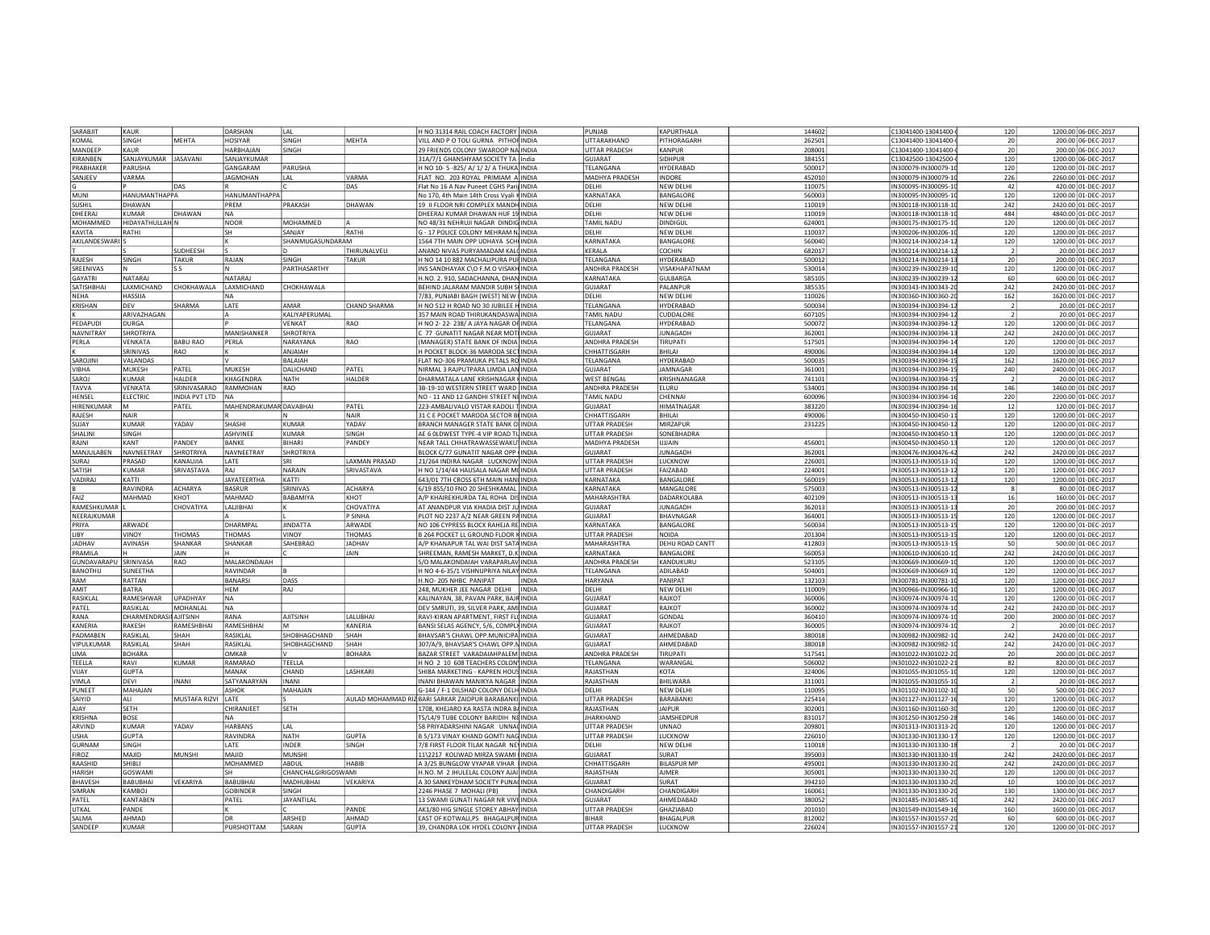| | | | | | | | | | | | | | | |
|---|---|---|---|---|---|---|---|---|---|---|---|---|---|---|
| SARABJIT | KAUR | | DARSHAN | LAL | | H NO 31314 RAIL COACH FACTORY | INDIA | PUNJAB | KAPURTHALA | 144602 | C13041400-13041400- | 120 | 1200.00 | 06-DEC-2017 |
| KOMAL | SINGH | MEHTA | HOSIYAR | SINGH | MEHTA | VILL AND P O TOLI GURNA PITHOR | INDIA | UTTARAKHAND | PITHORAGARH | 262501 | C13041400-13041400- | 20 | 200.00 | 06-DEC-2017 |
| MANDEEP | KAUR | | HARBHAJAN | SINGH | | 29 FRIENDS COLONY SWAROOP NA | INDIA | UTTAR PRADESH | KANPUR | 208001 | C13041400-13041400- | 20 | 200.00 | 06-DEC-2017 |
| KIRANBEN | SANJAYKUMAR | JASAVANI | SANJAYKUMAR | | | 31A/7/1 GHANSHYAM SOCIETY TA | India | GUJARAT | SIDHPUR | 384151 | C13042500-13042500- | 120 | 1200.00 | 06-DEC-2017 |
| PRABHAKER | PARUSHA | | GANGARAM | PARUSHA | | H NO 10- 5 -825/ A/ 1/ 2/ A THUKA | INDIA | TELANGANA | HYDERABAD | 500017 | IN300079-IN300079-10 | 120 | 1200.00 | 01-DEC-2017 |
| SANJEEV | VARMA | | JAGMOHAN | LAL | VARMA | FLAT NO. 203 ROYAL PRIMIAM A | INDIA | MADHYA PRADESH | INDORE | 452010 | IN300079-IN300079-10 | 226 | 2260.00 | 01-DEC-2017 |
| G | P | DAS | R | C | DAS | Flat No 16 A Nav Puneet CGHS Pari | INDIA | DELHI | NEW DELHI | 110075 | IN300095-IN300095-10 | 42 | 420.00 | 01-DEC-2017 |
| MUNI | HANUMANTHAPPA | | HANUMANTHAPPA | | | No 170, 4th Main 14th Cross Vyali K | INDIA | KARNATAKA | BANGALORE | 560003 | IN300095-IN300095-10 | 120 | 1200.00 | 01-DEC-2017 |
| SUSHIL | DHAWAN | | PREM | PRAKASH | DHAWAN | 19 II FLOOR NRI COMPLEX MANDH | INDIA | DELHI | NEW DELHI | 110019 | IN300118-IN300118-10 | 242 | 2420.00 | 01-DEC-2017 |
| DHEERAJ | KUMAR | DHAWAN | NA | | | DHEERAJ KUMAR DHAWAN HUF 19 | INDIA | DELHI | NEW DELHI | 110019 | IN300118-IN300118-10 | 484 | 4840.00 | 01-DEC-2017 |
| MOHAMMED | HIDAYATHULLAH | N | NOOR | MOHAMMED | A | NO 48/31 NEHRUJI NAGAR DINDIG | INDIA | TAMIL NADU | DINDIGUL | 624001 | IN300175-IN300175-10 | 120 | 1200.00 | 01-DEC-2017 |
| KAVITA | RATHI | | SH | SANJAY | RATHI | G - 17 POLICE COLONY MEHRAM N | INDIA | DELHI | NEW DELHI | 110037 | IN300206-IN300206-10 | 120 | 1200.00 | 01-DEC-2017 |
| AKILANDESWARI | S | | K | SHANMUGASUNDARAM | | 1564 7TH MAIN OPP UDHAYA SCH | INDIA | KARNATAKA | BANGALORE | 560040 | IN300214-IN300214-12 | 120 | 1200.00 | 01-DEC-2017 |
| T | S | SUDHEESH | S | D | THIRUNALVELI | ANAND NIVAS PURYAMADAM KALO | INDIA | KERALA | COCHIN | 682017 | IN300214-IN300214-12 | 2 | 20.00 | 01-DEC-2017 |
| RAJESH | SINGH | TAKUR | RAJAN | SINGH | TAKUR | H NO 14 10 882 MACHALIPURA PUR | INDIA | TELANGANA | HYDERABAD | 500012 | IN300214-IN300214-13 | 20 | 200.00 | 01-DEC-2017 |
| SREENIVAS | N | S S | N | PARTHASARTHY | | INS SANDHAYAK C\O F.M.O VISAKH | INDIA | ANDHRA PRADESH | VISAKHAPATNAM | 530014 | IN300239-IN300239-10 | 120 | 1200.00 | 01-DEC-2017 |
| GAYATRI | NATARAJ | | NATARAJ | | | H.NO. 2. 910, SADACHANNA, DHAN | INDIA | KARNATAKA | GULBARGA | 585105 | IN300239-IN300239-12 | 60 | 600.00 | 01-DEC-2017 |
| SATISHBHAI | LAXMICHAND | CHOKHAWALA | LAXMICHAND | CHOKHAWALA | | BEHIND JALARAM MANDIR SUBH S | INDIA | GUJARAT | PALANPUR | 385535 | IN300343-IN300343-20 | 242 | 2420.00 | 01-DEC-2017 |
| NEHA | HASSIJA | | NA | | | 7/83, PUNJABI BAGH (WEST) NEW | INDIA | DELHI | NEW DELHI | 110026 | IN300360-IN300360-20 | 162 | 1620.00 | 01-DEC-2017 |
| KRISHAN | DEV | SHARMA | LATE | AMAR | CHAND SHARMA | H NO 512 H ROAD NO 30 JUBILEE H | INDIA | TELANGANA | HYDERABAD | 500034 | IN300394-IN300394-12 | 2 | 20.00 | 01-DEC-2017 |
| K | ARIVAZHAGAN | | A | KALIYAPERUMAL | | 357 MAIN ROAD THIRUKANDASWA | INDIA | TAMIL NADU | CUDDALORE | 607105 | IN300394-IN300394-12 | 2 | 20.00 | 01-DEC-2017 |
| PEDAPUDI | DURGA | | P | VENKAT | RAO | H NO 2- 22- 238/ A JAYA NAGAR OF | INDIA | TELANGANA | HYDERABAD | 500072 | IN300394-IN300394-12 | 120 | 1200.00 | 01-DEC-2017 |
| NAVNITRAY | SHROTRIYA | | MANISHANKER | SHROTRIYA | | C 77 GUNATIT NAGAR NEAR MOTI | INDIA | GUJARAT | JUNAGADH | 362001 | IN300394-IN300394-13 | 242 | 2420.00 | 01-DEC-2017 |
| PERLA | VENKATA | BABU RAO | PERLA | NARAYANA | RAO | (MANAGER) STATE BANK OF INDIA | INDIA | ANDHRA PRADESH | TIRUPATI | 517501 | IN300394-IN300394-14 | 120 | 1200.00 | 01-DEC-2017 |
| K | SRINIVAS | RAO | K | ANJAIAH | | H POCKET BLOCK-36 MARODA SECT | INDIA | CHHATTISGARH | BHILAI | 490006 | IN300394-IN300394-14 | 120 | 1200.00 | 01-DEC-2017 |
| SAROJINI | VALANDAS | | V | BALAIAH | | FLAT NO-306 PRAMUKA PETALS RO | INDIA | TELANGANA | HYDERABAD | 500035 | IN300394-IN300394-15 | 162 | 1620.00 | 01-DEC-2017 |
| VIBHA | MUKESH | PATEL | MUKESH | DALICHAND | PATEL | NIRMAL 3 RAJPUTPARA LIMDA LAN | INDIA | GUJARAT | JAMNAGAR | 361001 | IN300394-IN300394-15 | 240 | 2400.00 | 01-DEC-2017 |
| SAROJ | KUMAR | HALDER | KHAGENDRA | NATH | HALDER | DHARMATALA LANE KRISHNAGAR | INDIA | WEST BENGAL | KRISHNANAGAR | 741101 | IN300394-IN300394-15 | 2 | 20.00 | 01-DEC-2017 |
| TAVVA | VENKATA | SRINIVASARAO | RAMMOHAN | RAO | | 3B-19-10 WESTERN STREET WARD | INDIA | ANDHRA PRADESH | ELURU | 534001 | IN300394-IN300394-16 | 146 | 1460.00 | 01-DEC-2017 |
| HENSEL | ELECTRIC | INDIA PVT LTD | NA | | | NO - 11 AND 12 GANDHI STREET NE | INDIA | TAMIL NADU | CHENNAI | 600096 | IN300394-IN300394-16 | 220 | 2200.00 | 01-DEC-2017 |
| HIRENKUMAR | M | PATEL | MAHENDRAKUMAR | DAVABHAI | PATEL | 223-AMBALIVALO VISTAR KADOLI T | INDIA | GUJARAT | HIMATNAGAR | 383220 | IN300394-IN300394-16 | 12 | 120.00 | 01-DEC-2017 |
| RAJESH | NAIR | | R | N | NAIR | 31 C E POCKET MARODA SECTOR B | INDIA | CHHATTISGARH | BHILAI | 490006 | IN300450-IN300450-11 | 120 | 1200.00 | 01-DEC-2017 |
| SUJAY | KUMAR | YADAV | SHASHI | KUMAR | YADAV | BRANCH MANAGER STATE BANK O | INDIA | UTTAR PRADESH | MIRZAPUR | 231225 | IN300450-IN300450-12 | 120 | 1200.00 | 01-DEC-2017 |
| SHALINI | SINGH | | ASHVINEE | KUMAR | SINGH | AE 6 0LDWEST TYPE-4 VIP ROAD TU | INDIA | UTTAR PRADESH | SONEBHADRA | | IN300450-IN300450-13 | 120 | 1200.00 | 01-DEC-2017 |
| RAJNI | KANT | PANDEY | BANKE | BIHARI | PANDEY | NEAR TALL CHHATRAWASSEWAKUT | INDIA | MADHYA PRADESH | UJJAIN | 456001 | IN300450-IN300450-13 | 120 | 1200.00 | 01-DEC-2017 |
| MANJULABEN | NAVNEETRAY | SHROTRIYA | NAVNEETRAY | SHROTRIYA | | BLOCK C/77 GUNATIT NAGAR OPP | INDIA | GUJARAT | JUNAGADH | 362001 | IN300476-IN300476-42 | 242 | 2420.00 | 01-DEC-2017 |
| SURAJ | PRASAD | KANAUJIA | LATE | SRI | LAXMAN PRASAD | 21/264 INDIRA NAGAR LUCKNOW | INDIA | UTTAR PRADESH | LUCKNOW | 226001 | IN300513-IN300513-10 | 120 | 1200.00 | 01-DEC-2017 |
| SATISH | KUMAR | SRIVASTAVA | RAJ | NARAIN | SRIVASTAVA | H NO 1/14/44 HAUSALA NAGAR MO | INDIA | UTTAR PRADESH | FAIZABAD | 224001 | IN300513-IN300513-12 | 120 | 1200.00 | 01-DEC-2017 |
| VADIRAJ | KATTI | | JAYATEERTHA | KATTI | | 643/01 7TH CROSS 6TH MAIN HAN | INDIA | KARNATAKA | BANGALORE | 560019 | IN300513-IN300513-12 | 120 | 1200.00 | 01-DEC-2017 |
| B | RAVINDRA | ACHARYA | BASRUR | SRINIVAS | ACHARYA | 6/19 855/10 FNO 20 SHESHKAMAL | INDIA | KARNATAKA | MANGALORE | 575003 | IN300513-IN300513-12 | 8 | 80.00 | 01-DEC-2017 |
| FAIZ | MAHMAD | KHOT | MAHMAD | BABAMIYA | KHOT | A/P KHAIREKHURDA TAL ROHA DIS | INDIA | MAHARASHTRA | DADARKOLABA | 402109 | IN300513-IN300513-13 | 16 | 160.00 | 01-DEC-2017 |
| RAMESHKUMAR | L | CHOVATIYA | LALJIBHAI | K | CHOVATIYA | AT ANANDPUR VIA KHADIA DIST JU | INDIA | GUJARAT | JUNAGADH | 362013 | IN300513-IN300513-13 | 20 | 200.00 | 01-DEC-2017 |
| NEERAJKUMAR | | | A | L | P SINHA | PLOT NO 2237 A/2 NEAR GREEN PA | INDIA | GUJARAT | BHAVNAGAR | 364001 | IN300513-IN300513-15 | 120 | 1200.00 | 01-DEC-2017 |
| PRIYA | ARWADE | | DHARMPAL | JINDATTA | ARWADE | NO 106 CYPRESS BLOCK RAHEJA RE | INDIA | KARNATAKA | BANGALORE | 560034 | IN300513-IN300513-15 | 120 | 1200.00 | 01-DEC-2017 |
| LIBY | VINOY | THOMAS | THOMAS | VINOY | THOMAS | B 264 POCKET LL GROUND FLOOR K | INDIA | UTTAR PRADESH | NOIDA | 201304 | IN300513-IN300513-15 | 120 | 1200.00 | 01-DEC-2017 |
| JADHAV | AVINASH | SHANKAR | SHANKAR | SAHEBRAO | JADHAV | A/P KHANAPUR TAL WAI DIST SATA | INDIA | MAHARASHTRA | DEHU ROAD CANTT | 412803 | IN300513-IN300513-15 | 50 | 500.00 | 01-DEC-2017 |
| PRAMILA | H | JAIN | H | C | JAIN | SHREEMAN, RAMESH MARKET, D.K | INDIA | KARNATAKA | BANGALORE | 560053 | IN300610-IN300610-10 | 242 | 2420.00 | 01-DEC-2017 |
| GUNDAVARAPU | SRINIVASA | RAO | MALAKONDAIAH | | | S/O MALAKONDAIAH VARAPARLA | INDIA | ANDHRA PRADESH | KANDUKURU | 523105 | IN300669-IN300669-10 | 120 | 1200.00 | 01-DEC-2017 |
| BANOTHU | SUNEETHA | | RAVINDAR | B | | H NO 4-6-35/1 VISHNUPRIYA NILAY | INDIA | TELANGANA | ADILABAD | 504001 | IN300669-IN300669-10 | 120 | 1200.00 | 01-DEC-2017 |
| RAM | RATTAN | | BANARSI | DASS | | H.NO- 205 NHBC PANIPAT | INDIA | HARYANA | PANIPAT | 132103 | IN300781-IN300781-10 | 120 | 1200.00 | 01-DEC-2017 |
| AMIT | BATRA | | HEM | RAJ | | 248, MUKHER JEE NAGAR DELHI | INDIA | DELHI | NEW DELHI | 110009 | IN300966-IN300966-10 | 120 | 1200.00 | 01-DEC-2017 |
| RASIKLAL | RAMESHWAR | UPADHYAY | NA | | | KALINAYAN, 38, PAVAN PARK, BAJR | INDIA | GUJARAT | RAJKOT | 360006 | IN300974-IN300974-10 | 120 | 1200.00 | 01-DEC-2017 |
| PATEL | RASIKLAL | MOHANLAL | NA | | | DEV SMRUTI, 39, SILVER PARK, AM | INDIA | GUJARAT | RAJKOT | 360002 | IN300974-IN300974-10 | 242 | 2420.00 | 01-DEC-2017 |
| RANA | DHARMENDRASI | AJITSINH | RANA | AJITSINH | LALUBHAI | RAVI-KIRAN APARTMENT, FIRST FL | INDIA | GUJARAT | GONDAL | 360410 | IN300974-IN300974-10 | 200 | 2000.00 | 01-DEC-2017 |
| KANERIA | RAKESH | RAMESHBHAI | RAMESHBHAI | M | KANERIA | BANSI SELAS AGENCY, 5/6, COMPLX | INDIA | GUJARAT | RAJKOT | 360005 | IN300974-IN300974-10 | 2 | 20.00 | 01-DEC-2017 |
| PADMABEN | RASIKLAL | SHAH | RASIKLAL | SHOBHAGCHAND | SHAH | BHAVSAR'S CHAWL OPP.MUNICIPA | INDIA | GUJARAT | AHMEDABAD | 380018 | IN300982-IN300982-10 | 242 | 2420.00 | 01-DEC-2017 |
| VIPULKUMAR | RASIKLAL | SHAH | RASIKLAL | SHOBHAGCHAND | SHAH | 307/A/9, BHAVSAR'S CHAWL OPP.N | INDIA | GUJARAT | AHMEDABAD | 380018 | IN300982-IN300982-10 | 242 | 2420.00 | 01-DEC-2017 |
| UMA | BOHARA | | OMKAR | V | BOHARA | BAZAR STREET VARADAIAHPALEM | INDIA | ANDHRA PRADESH | TIRUPATI | 517541 | IN301022-IN301022-20 | 20 | 200.00 | 01-DEC-2017 |
| TEELLA | RAVI | KUMAR | RAMARAO | TEELLA | | H NO 2 10 608 TEACHERS COLONY | INDIA | TELANGANA | WARANGAL | 506002 | IN301022-IN301022-21 | 82 | 820.00 | 01-DEC-2017 |
| VIJAY | GUPTA | | MANAK | CHAND | LASHKARI | SHIBA MARKETING - KAPREN HOUS | INDIA | RAJASTHAN | KOTA | 324006 | IN301055-IN301055-10 | 120 | 1200.00 | 01-DEC-2017 |
| VIMLA | DEVI | INANI | SATYANARYAN | INANI | | INANI BHAWAN MANIKYA NAGAR | INDIA | RAJASTHAN | BHILWARA | 311001 | IN301055-IN301055-10 | 2 | 20.00 | 01-DEC-2017 |
| PUNEET | MAHAJAN | | ASHOK | MAHAJAN | | G-144 / F-1 DILSHAD COLONY DELH | INDIA | DELHI | NEW DELHI | 110095 | IN301102-IN301102-10 | 50 | 500.00 | 01-DEC-2017 |
| SAIYID | ALI | MUSTAFA RIZVI | LATE | S | AULAD MOHAMMAD RIZ | BARI SARKAR ZAIDPUR BARABANKI | INDIA | UTTAR PRADESH | BARABANKI | 225414 | IN301127-IN301127-16 | 120 | 1200.00 | 01-DEC-2017 |
| AJAY | SETH | | CHIRANJEET | SETH | | 1708, KHEJARO KA RASTA INDRA BA | INDIA | RAJASTHAN | JAIPUR | 302001 | IN301160-IN301160-30 | 120 | 1200.00 | 01-DEC-2017 |
| KRISHNA | BOSE | | NA | | | TS/L4/9 TUBE COLONY BARIDIH NE | INDIA | JHARKHAND | JAMSHEDPUR | 831017 | IN301250-IN301250-28 | 146 | 1460.00 | 01-DEC-2017 |
| ARVIND | KUMAR | YADAV | HARBANS | LAL | | 58 PRIYADARSHINI NAGAR UNNAO | INDIA | UTTAR PRADESH | UNNAO | 209801 | IN301313-IN301313-20 | 120 | 1200.00 | 01-DEC-2017 |
| USHA | GUPTA | | RAVINDRA | NATH | GUPTA | B 5/173 VINAY KHAND GOMTI NAG | INDIA | UTTAR PRADESH | LUCKNOW | 226010 | IN301330-IN301330-17 | 120 | 1200.00 | 01-DEC-2017 |
| GURNAM | SINGH | | LATE | INDER | SINGH | 7/8 FIRST FLOOR TILAK NAGAR NE | INDIA | DELHI | NEW DELHI | 110018 | IN301330-IN301330-18 | 2 | 20.00 | 01-DEC-2017 |
| FIROZ | MAJID | MUNSHI | MAJID | MUNSHI | | 11\2217 KOLIWAD MIRZA SWAMI | INDIA | GUJARAT | SURAT | 395003 | IN301330-IN301330-19 | 242 | 2420.00 | 01-DEC-2017 |
| RAASHID | SHIBLI | | MOHAMMED | ABDUL | HABIB | A 3/25 BUNGLOW VYAPAR VIHAR | INDIA | CHHATTISGARH | BILASPUR MP | 495001 | IN301330-IN301330-20 | 242 | 2420.00 | 01-DEC-2017 |
| HARISH | GOSWAMI | | SH | CHANCHALGIRIGOSWAMI | | H.NO. M 2 JHULELAL COLONY AJAI | INDIA | RAJASTHAN | AJMER | 305001 | IN301330-IN301330-20 | 120 | 1200.00 | 01-DEC-2017 |
| BHAVESH | BABUBHAI | VEKARIYA | BABUBHAI | MADHUBHAI | VEKARIYA | A 30 SANKEYDHAM SOCIETY PUNA | INDIA | GUJARAT | SURAT | 394210 | IN301330-IN301330-20 | 10 | 100.00 | 01-DEC-2017 |
| SIMRAN | KAMBOJ | | GOBINDER | SINGH | | 2246 PHASE 7 MOHALI (PB) | INDIA | CHANDIGARH | CHANDIGARH | 160061 | IN301330-IN301330-20 | 130 | 1300.00 | 01-DEC-2017 |
| PATEL | KANTABEN | | PATEL | JAYANTILAL | | 13 SWAMI GUNATI NAGAR NR VIVE | INDIA | GUJARAT | AHMEDABAD | 380052 | IN301485-IN301485-10 | 242 | 2420.00 | 01-DEC-2017 |
| UTKAL | PANDE | | K | C | PANDE | AK1/80 HIG SINGLE STOREY ABHAY | INDIA | UTTAR PRADESH | GHAZIABAD | 201010 | IN301549-IN301549-16 | 160 | 1600.00 | 01-DEC-2017 |
| SALMA | AHMAD | | DR | ARSHED | AHMAD | EAST OF KOTWALI,PS BHAGALPUR | INDIA | BIHAR | BHAGALPUR | 812002 | IN301557-IN301557-20 | 60 | 600.00 | 01-DEC-2017 |
| SANDEEP | KUMAR | | PURSHOTTAM | SARAN | GUPTA | 39, CHANDRA LOK HYDEL COLONY | INDIA | UTTAR PRADESH | LUCKNOW | 226024 | IN301557-IN301557-21 | 120 | 1200.00 | 01-DEC-2017 |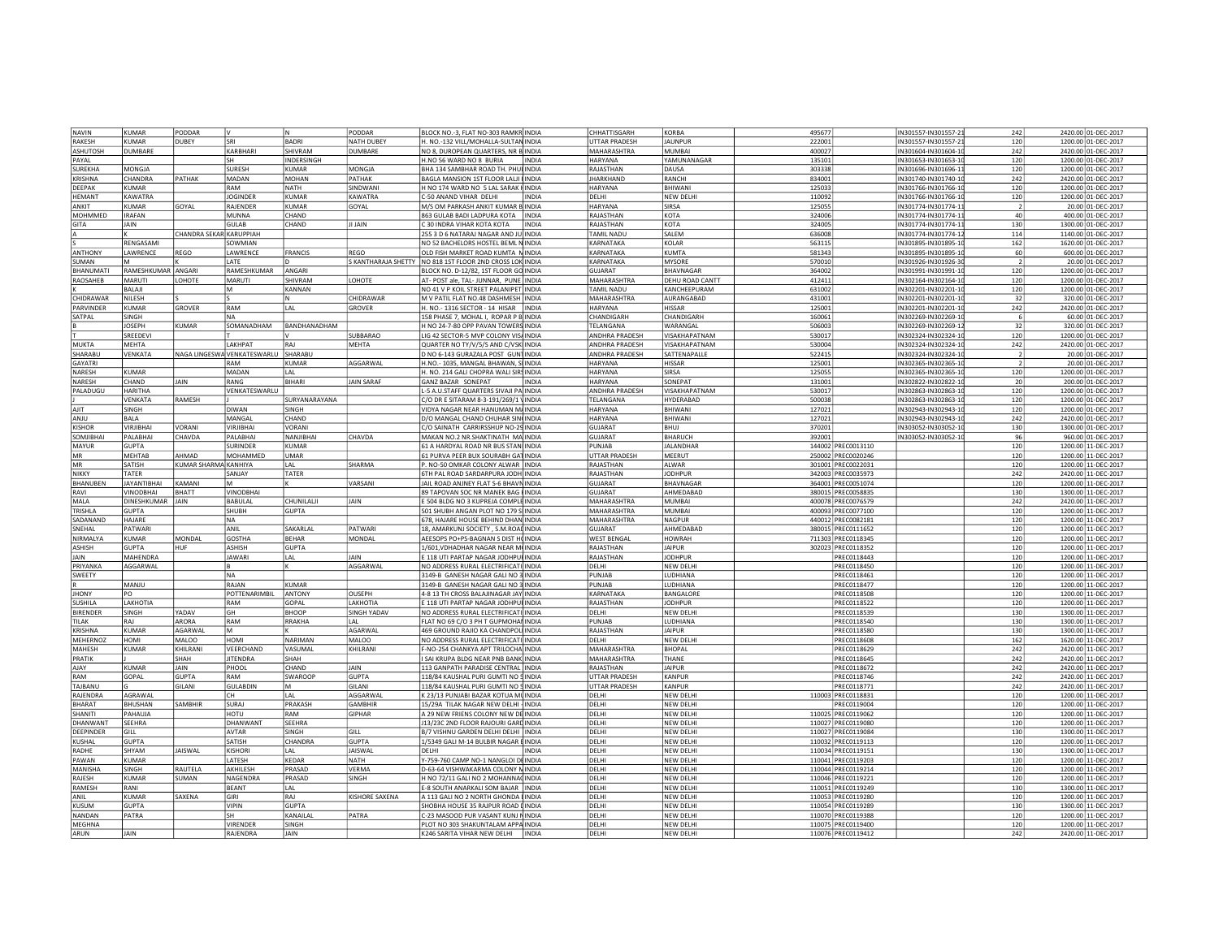| | | | | | | | | | | | | | | | |
|---|---|---|---|---|---|---|---|---|---|---|---|---|---|---|---|
| NAVIN | KUMAR | PODDAR | V | N | PODDAR | BLOCK NO.-3, FLAT NO-303 RAMKR | INDIA | CHHATTISGARH | KORBA | 495677 | | IN301557-IN301557-21 | 242 | 2420.00 | 01-DEC-2017 |
| RAKESH | KUMAR | DUBEY | SRI | BADRI | NATH DUBEY | H. NO.-132 VILL/MOHALLA-SULTAN | INDIA | UTTAR PRADESH | JAUNPUR | 222001 | | IN301557-IN301557-21 | 120 | 1200.00 | 01-DEC-2017 |
| ASHUTOSH | DUMBARE | | KARBHARI | SHIVRAM | DUMBARE | NO 8, DUROPEAN QUARTERS, NR B | INDIA | MAHARASHTRA | MUMBAI | 400027 | | IN301604-IN301604-10 | 242 | 2420.00 | 01-DEC-2017 |
| PAYAL | | | SH | INDERSINGH | | H.NO 56 WARD NO 8 BURIA | INDIA | HARYANA | YAMUNANAGAR | 135101 | | IN301653-IN301653-10 | 120 | 1200.00 | 01-DEC-2017 |
| SUREKHA | MONGIA | | SURESH | KUMAR | MONGIA | BHA 134 SAMBHAR ROAD TH. PHUL | INDIA | RAJASTHAN | DAUSA | 303338 | | IN301696-IN301696-11 | 120 | 1200.00 | 01-DEC-2017 |
| KRISHNA | CHANDRA | PATHAK | MADAN | MOHAN | PATHAK | BAGLA MANSION 1ST FLOOR LALJI | INDIA | JHARKHAND | RANCHI | 834001 | | IN301740-IN301740-10 | 242 | 2420.00 | 01-DEC-2017 |
| DEEPAK | KUMAR | | RAM | NATH | SINDWANI | H NO 174 WARD NO 5 LAL SARAK | INDIA | HARYANA | BHIWANI | 125033 | | IN301766-IN301766-10 | 120 | 1200.00 | 01-DEC-2017 |
| HEMANT | KAWATRA | | JOGINDER | KUMAR | KAWATRA | C-50 ANAND VIHAR DELHI | INDIA | DELHI | NEW DELHI | 110092 | | IN301766-IN301766-10 | 120 | 1200.00 | 01-DEC-2017 |
| ANKIT | KUMAR | GOYAL | RAJENDER | KUMAR | GOYAL | M/S OM PARKASH ANKIT KUMAR B | INDIA | HARYANA | SIRSA | 125055 | | IN301774-IN301774-11 | 2 | 20.00 | 01-DEC-2017 |
| MOHMMED | IRAFAN | | MUNNA | CHAND | | 863 GULAB BADI LADPURA KOTA | INDIA | RAJASTHAN | KOTA | 324006 | | IN301774-IN301774-11 | 40 | 400.00 | 01-DEC-2017 |
| GITA | JAIN | | GULAB | CHAND | JI JAIN | C 30 INDRA VIHAR KOTA KOTA | INDIA | RAJASTHAN | KOTA | 324005 | | IN301774-IN301774-11 | 130 | 1300.00 | 01-DEC-2017 |
| A | | CHANDRA SEKAR | KARUPPIAH | | | 255 3 D 6 NATARAJ NAGAR AND JU | INDIA | TAMIL NADU | SALEM | 636008 | | IN301774-IN301774-12 | 114 | 1140.00 | 01-DEC-2017 |
| S | RENGASAMI | | SOWMIAN | | | NO 52 BACHELORS HOSTEL BEML N | INDIA | KARNATAKA | KOLAR | 563115 | | IN301895-IN301895-10 | 162 | 1620.00 | 01-DEC-2017 |
| ANTHONY | LAWRENCE | REGO | LAWRENCE | FRANCIS | REGO | OLD FISH MARKET ROAD KUMTA M | INDIA | KARNATAKA | KUMTA | 581343 | | IN301895-IN301895-10 | 60 | 600.00 | 01-DEC-2017 |
| SUMAN | M | K | LATE | D | S KANTHARAJA SHETTY | NO 818 1ST FLOOR 2ND CROSS LOK | INDIA | KARNATAKA | MYSORE | 570010 | | IN301926-IN301926-30 | 2 | 20.00 | 01-DEC-2017 |
| BHANUMATI | RAMESHKUMAR | ANGARI | RAMESHKUMAR | ANGARI | | BLOCK NO. D-12/82, 1ST FLOOR GO | INDIA | GUJARAT | BHAVNAGAR | 364002 | | IN301991-IN301991-10 | 120 | 1200.00 | 01-DEC-2017 |
| RAOSAHEB | MARUTI | LOHOTE | MARUTI | SHIVRAM | LOHOTE | AT- POST ale, TAL- JUNNAR, PUNE | INDIA | MAHARASHTRA | DEHU ROAD CANTT | 412411 | | IN302164-IN302164-10 | 120 | 1200.00 | 01-DEC-2017 |
| K | BALAJI | | M | KANNAN | | NO 41 V P KOIL STREET PALANIPET | INDIA | TAMIL NADU | KANCHEEPURAM | 631002 | | IN302201-IN302201-10 | 120 | 1200.00 | 01-DEC-2017 |
| CHIDRAWAR | NILESH | S | S | N | CHIDRAWAR | M V PATIL FLAT NO.48 DASHMESH | INDIA | MAHARASHTRA | AURANGABAD | 431001 | | IN302201-IN302201-10 | 32 | 320.00 | 01-DEC-2017 |
| PARVINDER | KUMAR | GROVER | RAM | LAL | GROVER | H. NO.- 1316 SECTOR - 14 HISAR | INDIA | HARYANA | HISSAR | 125001 | | IN302201-IN302201-10 | 242 | 2420.00 | 01-DEC-2017 |
| SATPAL | SINGH | | NA | | | 158 PHASE 7, MOHAL I, ROPAR P B | INDIA | CHANDIGARH | CHANDIGARH | 160061 | | IN302269-IN302269-10 | 6 | 60.00 | 01-DEC-2017 |
| B | JOSEPH | KUMAR | SOMANADHAM | BANDHANADHAM | | H NO 24-7-80 OPP PAVAN TOWERS | INDIA | TELANGANA | WARANGAL | 506003 | | IN302269-IN302269-12 | 32 | 320.00 | 01-DEC-2017 |
| T | SREEDEVI | | T | V | SUBBARAO | LIG 42 SECTOR-5 MVP COLONY VISA | INDIA | ANDHRA PRADESH | VISAKHAPATNAM | 530017 | | IN302324-IN302324-10 | 120 | 1200.00 | 01-DEC-2017 |
| MUKTA | MEHTA | | LAKHPAT | RAJ | MEHTA | QUARTER NO TY/V/5/S AND C/VSK | INDIA | ANDHRA PRADESH | VISAKHAPATNAM | 530004 | | IN302324-IN302324-10 | 242 | 2420.00 | 01-DEC-2017 |
| SHARABU | VENKATA | NAGA LINGESWA | VENKATESWARLU | SHARABU | | D NO 6-143 GURAZALA POST GUNT | INDIA | ANDHRA PRADESH | SATTENAPALLE | 522415 | | IN302324-IN302324-10 | 2 | 20.00 | 01-DEC-2017 |
| GAYATRI | | | RAM | KUMAR | AGGARWAL | H.NO.- 1035, MANGAL BHAWAN, S | INDIA | HARYANA | HISSAR | 125001 | | IN302365-IN302365-10 | 2 | 20.00 | 01-DEC-2017 |
| NARESH | KUMAR | | MADAN | LAL | | H. NO. 214 GALI CHOPRA WALI SIRS | INDIA | HARYANA | SIRSA | 125055 | | IN302365-IN302365-10 | 120 | 1200.00 | 01-DEC-2017 |
| NARESH | CHAND | JAIN | RANG | BIHARI | JAIN SARAF | GANZ BAZAR SONEPAT | INDIA | HARYANA | SONEPAT | 131001 | | IN302822-IN302822-10 | 20 | 200.00 | 01-DEC-2017 |
| PALADUGU | HARITHA | | VENKATESWARLU | | | L-5 A.U.STAFF QUARTERS SIVAJI PA | INDIA | ANDHRA PRADESH | VISAKHAPATNAM | 530017 | | IN302863-IN302863-10 | 120 | 1200.00 | 01-DEC-2017 |
| J | VENKATA | RAMESH | J | SURYANARAYANA | | C/O DR E SITARAM 8-3-191/269/1 V | INDIA | TELANGANA | HYDERABAD | 500038 | | IN302863-IN302863-10 | 120 | 1200.00 | 01-DEC-2017 |
| AJIT | SINGH | | DIWAN | SINGH | | VIDYA NAGAR NEAR HANUMAN MA | INDIA | HARYANA | BHIWANI | 127021 | | IN302943-IN302943-10 | 120 | 1200.00 | 01-DEC-2017 |
| ANJU | BALA | | MANGAL | CHAND | | D/O MANGAL CHAND CHUHAR SIN | INDIA | HARYANA | BHIWANI | 127021 | | IN302943-IN302943-10 | 242 | 2420.00 | 01-DEC-2017 |
| KISHOR | VIRJIBHAI | VORANI | VIRJIBHAI | VORANI | | C/O SAINATH CARRIRSSHUP NO-29 | INDIA | GUJARAT | BHUJ | 370201 | | IN303052-IN303052-10 | 130 | 1300.00 | 01-DEC-2017 |
| SOMJIBHAI | PALABHAI | CHAVDA | PALABHAI | NANJIBHAI | CHAVDA | MAKAN NO.2 NR.SHAKTINATH MA | INDIA | GUJARAT | BHARUCH | 392001 | | IN303052-IN303052-10 | 96 | 960.00 | 01-DEC-2017 |
| MAYUR | GUPTA | | SURINDER | KUMAR | | 61 A HARDYAL ROAD NR BUS STAN | INDIA | PUNJAB | JALANDHAR | 144002 | PREC0013110 | | 120 | 1200.00 | 11-DEC-2017 |
| MR | MEHTAB | AHMAD | MOHAMMED | UMAR | | 61 PURVA PEER BUX SOURABH GAT | INDIA | UTTAR PRADESH | MEERUT | 250002 | PREC0020246 | | 120 | 1200.00 | 11-DEC-2017 |
| MR | SATISH | KUMAR SHARMA | KANHIYA | LAL | SHARMA | P. NO-50 OMKAR COLONY ALWAR | INDIA | RAJASTHAN | ALWAR | 301001 | PREC0022031 | | 120 | 1200.00 | 11-DEC-2017 |
| NIKKY | TATER | | SANJAY | TATER | | 6TH PAL ROAD SARDARPURA JODH | INDIA | RAJASTHAN | JODHPUR | 342003 | PREC0035973 | | 242 | 2420.00 | 11-DEC-2017 |
| BHANUBEN | JAYANTIBHAI | KAMANI | M | K | VARSANI | JAIL ROAD ANJNEY FLAT S-6 BHAVN | INDIA | GUJARAT | BHAVNAGAR | 364001 | PREC0051074 | | 120 | 1200.00 | 11-DEC-2017 |
| RAVI | VINODBHAI | BHATT | VINODBHAI | | | 89 TAPOVAN SOC NR MANEK BAG | INDIA | GUJARAT | AHMEDABAD | 380015 | PREC0058835 | | 130 | 1300.00 | 11-DEC-2017 |
| MALA | DINESHKUMAR | JAIN | BABULAL | CHUNILALJI | JAIN | E 504 BLDG NO 3 KUPREJA COMPLE | INDIA | MAHARASHTRA | MUMBAI | 400078 | PREC0076579 | | 242 | 2420.00 | 11-DEC-2017 |
| TRISHLA | GUPTA | | SHUBH | GUPTA | | 501 SHUBH ANGAN PLOT NO 179 S | INDIA | MAHARASHTRA | MUMBAI | 400093 | PREC0077100 | | 120 | 1200.00 | 11-DEC-2017 |
| SADANAND | HAJARE | | NA | | | 678, HAJARE HOUSE BEHIND DHAN | INDIA | MAHARASHTRA | NAGPUR | 440012 | PREC0082181 | | 120 | 1200.00 | 11-DEC-2017 |
| SNEHAL | PATWARI | | ANIL | SAKARLAL | PATWARI | 18, AMARKUNJ SOCIETY , S.M.ROAD | INDIA | GUJARAT | AHMEDABAD | 380015 | PREC0111652 | | 120 | 1200.00 | 11-DEC-2017 |
| NIRMALYA | KUMAR | MONDAL | GOSTHA | BEHAR | MONDAL | AEESOPS PO+PS-BAGNAN S DIST H | INDIA | WEST BENGAL | HOWRAH | 711303 | PREC0118345 | | 120 | 1200.00 | 11-DEC-2017 |
| ASHISH | GUPTA | HUF | ASHISH | GUPTA | | 1/601,VDHADHAR NAGAR NEAR M | INDIA | RAJASTHAN | JAIPUR | 302023 | PREC0118352 | | 120 | 1200.00 | 11-DEC-2017 |
| JAIN | MAHENDRA | | JAWARI | LAL | JAIN | E 118 UTI PARTAP NAGAR JODHPU | INDIA | RAJASTHAN | JODHPUR | | PREC0118443 | | 120 | 1200.00 | 11-DEC-2017 |
| PRIYANKA | AGGARWAL | | B | K | AGGARWAL | NO ADDRESS RURAL ELECTRIFICATI | INDIA | DELHI | NEW DELHI | | PREC0118450 | | 120 | 1200.00 | 11-DEC-2017 |
| SWEETY | | | NA | | | 3149-B GANESH NAGAR GALI NO 3 | INDIA | PUNJAB | LUDHIANA | | PREC0118461 | | 120 | 1200.00 | 11-DEC-2017 |
| R | MANJU | | RAJAN | KUMAR | | 3149-B GANESH NAGAR GALI NO 3 | INDIA | PUNJAB | LUDHIANA | | PREC0118477 | | 120 | 1200.00 | 11-DEC-2017 |
| JHONY | PO | | POTTENARIMBIL | ANTONY | OUSEPH | 4-8 13 TH CROSS BALAJINAGAR JAY | INDIA | KARNATAKA | BANGALORE | | PREC0118508 | | 120 | 1200.00 | 11-DEC-2017 |
| SUSHILA | LAKHOTIA | | RAM | GOPAL | LAKHOTIA | E 118 UTI PARTAP NAGAR JODHPU | INDIA | RAJASTHAN | JODHPUR | | PREC0118522 | | 120 | 1200.00 | 11-DEC-2017 |
| BIRENDER | SINGH | YADAV | GH | BHOOP | SINGH YADAV | NO ADDRESS RURAL ELECTRIFICATI | INDIA | DELHI | NEW DELHI | | PREC0118539 | | 130 | 1300.00 | 11-DEC-2017 |
| TILAK | RAJ | ARORA | RAM | RRAKHA | LAL | FLAT NO 69 C/O 3 PH T GUPMOHAN | INDIA | PUNJAB | LUDHIANA | | PREC0118540 | | 130 | 1300.00 | 11-DEC-2017 |
| KRISHNA | KUMAR | AGARWAL | M | K | AGARWAL | 469 GROUND RAJIO KA CHANDPOL | INDIA | RAJASTHAN | JAIPUR | | PREC0118580 | | 130 | 1300.00 | 11-DEC-2017 |
| MEHERNOZ | HOMI | MALOO | HOMI | NARIMAN | MALOO | NO ADDRESS RURAL ELECTRIFICATI | INDIA | DELHI | NEW DELHI | | PREC0118608 | | 162 | 1620.00 | 11-DEC-2017 |
| MAHESH | KUMAR | KHILRANI | VEERCHAND | VASUMAL | KHILRANI | F-NO-254 CHANKYA APT TRILOCHA | INDIA | MAHARASHTRA | BHOPAL | | PREC0118629 | | 242 | 2420.00 | 11-DEC-2017 |
| PRATIK | J | SHAH | JITENDRA | SHAH | | I SAI KRUPA BLDG NEAR PNB BANK | INDIA | MAHARASHTRA | THANE | | PREC0118645 | | 242 | 2420.00 | 11-DEC-2017 |
| AJAY | KUMAR | JAIN | PHOOL | CHAND | JAIN | 113 GANPATH PARADISE CENTRAL | INDIA | RAJASTHAN | JAIPUR | | PREC0118672 | | 242 | 2420.00 | 11-DEC-2017 |
| RAM | GOPAL | GUPTA | RAM | SWAROOP | GUPTA | 118/84 KAUSHAL PURI GUMTI NO 5 | INDIA | UTTAR PRADESH | KANPUR | | PREC0118746 | | 242 | 2420.00 | 11-DEC-2017 |
| TAJBANU | G | GILANI | GULABDIN | M | GILANI | 118/84 KAUSHAL PURI GUMTI NO 5 | INDIA | UTTAR PRADESH | KANPUR | | PREC0118771 | | 242 | 2420.00 | 11-DEC-2017 |
| RAJENDRA | AGRAWAL | | CH | LAL | AGGARWAL | K 23/13 PUNJABI BAZAR KOTUA M | INDIA | DELHI | NEW DELHI | 110003 | PREC0118831 | | 120 | 1200.00 | 11-DEC-2017 |
| BHARAT | BHUSHAN | SAMBHIR | SURAJ | PRAKASH | GAMBHIR | 15/29A TILAK NAGAR NEW DELHI | INDIA | DELHI | NEW DELHI | | PREC0119004 | | 120 | 1200.00 | 11-DEC-2017 |
| SHANITI | PAHAUJA | | HOTU | RAM | GIPHAR | A 29 NEW FRIENS COLONY NEW DE | INDIA | DELHI | NEW DELHI | 110025 | PREC0119062 | | 120 | 1200.00 | 11-DEC-2017 |
| DHANWANT | SEEHRA | | DHANWANT | SEEHRA | | J13/23C 2ND FLOOR RAJOURI GARD | INDIA | DELHI | NEW DELHI | 110027 | PREC0119080 | | 120 | 1200.00 | 11-DEC-2017 |
| DEEPINDER | GILL | | AVTAR | SINGH | GILL | B/7 VISHNU GARDEN DELHI DELHI | INDIA | DELHI | NEW DELHI | 110027 | PREC0119084 | | 130 | 1300.00 | 11-DEC-2017 |
| KUSHAL | GUPTA | | SATISH | CHANDRA | GUPTA | 1/5349 GALI M-14 BULBIR NAGAR E | INDIA | DELHI | NEW DELHI | 110032 | PREC0119113 | | 120 | 1200.00 | 11-DEC-2017 |
| RADHE | SHYAM | JAISWAL | KISHORI | LAL | JAISWAL | DELHI | INDIA | DELHI | NEW DELHI | 110034 | PREC0119151 | | 130 | 1300.00 | 11-DEC-2017 |
| PAWAN | KUMAR | | LATESH | KEDAR | NATH | Y-759-760 CAMP NO-1 NANGLOI DE | INDIA | DELHI | NEW DELHI | 110041 | PREC0119203 | | 120 | 1200.00 | 11-DEC-2017 |
| MANISHA | SINGH | RAUTELA | AKHILESH | PRASAD | VERMA | D-63-64 VISHWAKARMA COLONY N | INDIA | DELHI | NEW DELHI | 110044 | PREC0119214 | | 120 | 1200.00 | 11-DEC-2017 |
| RAJESH | KUMAR | SUMAN | NAGENDRA | PRASAD | SINGH | H NO 72/11 GALI NO 2 MOHANNAG | INDIA | DELHI | NEW DELHI | 110046 | PREC0119221 | | 120 | 1200.00 | 11-DEC-2017 |
| RAMESH | RANI | | BEANT | LAL | | E-8 SOUTH ANARKALI SOM BAJAR | INDIA | DELHI | NEW DELHI | 110051 | PREC0119249 | | 130 | 1300.00 | 11-DEC-2017 |
| ANIL | KUMAR | SAXENA | GIRI | RAJ | KISHORE SAXENA | A 113 GALI NO 2 NORTH GHONDA | INDIA | DELHI | NEW DELHI | 110053 | PREC0119280 | | 120 | 1200.00 | 11-DEC-2017 |
| KUSUM | GUPTA | | VIPIN | GUPTA | | SHOBHA HOUSE 35 RAJPUR ROAD | INDIA | DELHI | NEW DELHI | 110054 | PREC0119289 | | 130 | 1300.00 | 11-DEC-2017 |
| NANDAN | PATRA | | SH | KANAILAL | PATRA | C-23 MASOOD PUR VASANT KUNJ N | INDIA | DELHI | NEW DELHI | 110070 | PREC0119388 | | 120 | 1200.00 | 11-DEC-2017 |
| MEGHNA | | | VIRENDER | SINGH | | PLOT NO 303 SHAKUNTALAM APPA | INDIA | DELHI | NEW DELHI | 110075 | PREC0119400 | | 120 | 1200.00 | 11-DEC-2017 |
| ARUN | JAIN | | RAJENDRA | JAIN | | K246 SARITA VIHAR NEW DELHI | INDIA | DELHI | NEW DELHI | 110076 | PREC0119412 | | 242 | 2420.00 | 11-DEC-2017 |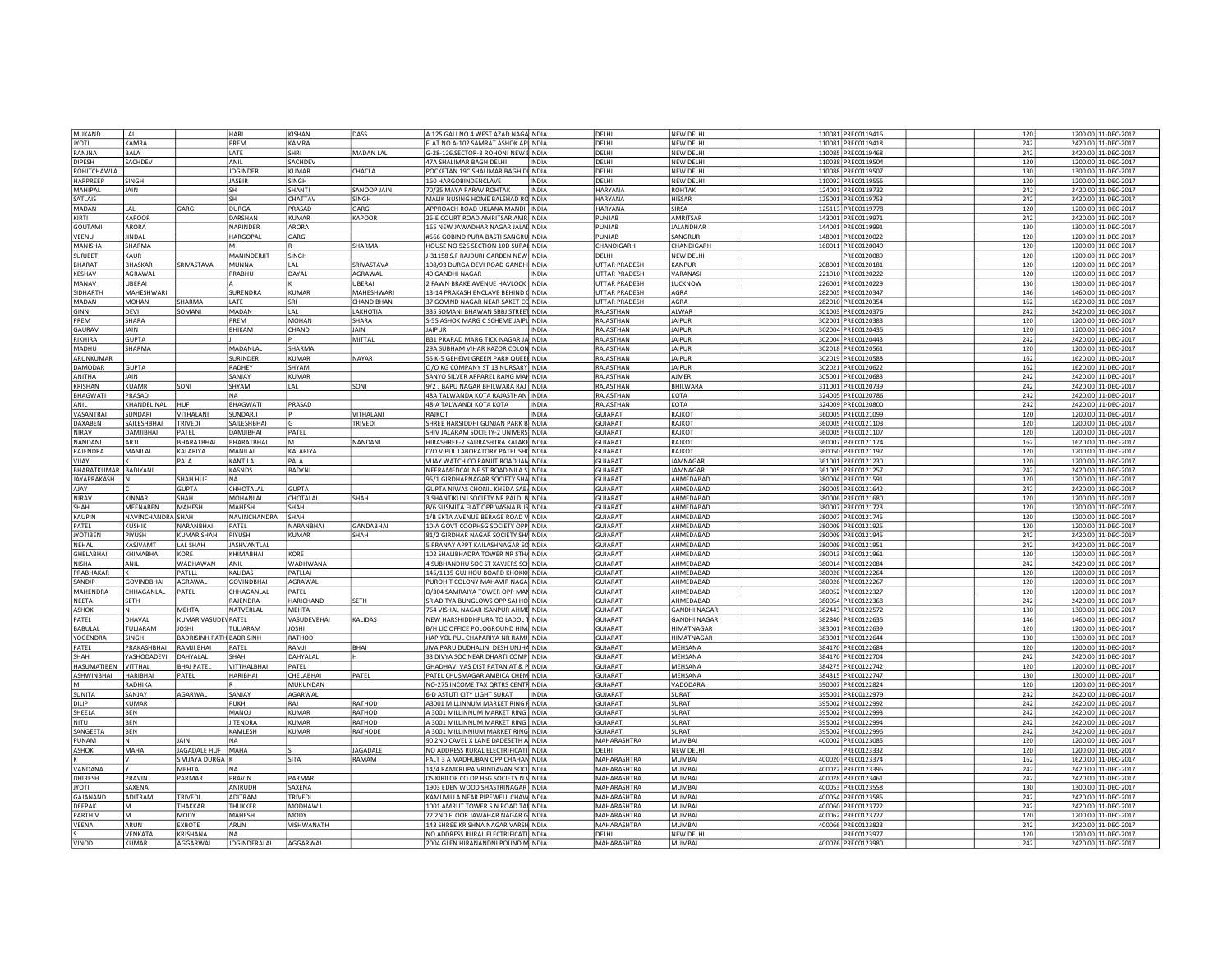| MUKAND | LAL | | HARI | KISHAN | DASS | A 125 GALI NO 4 WEST AZAD NAGA | INDIA | DELHI | NEW DELHI | 110081 | PREC0119416 | | 120 | 1200.00 | 11-DEC-2017 |
|---|---|---|---|---|---|---|---|---|---|---|---|---|---|---|---|
| JYOTI | KAMRA | | PREM | KAMRA | | FLAT NO A-102 SAMRAT ASHOK AP | INDIA | DELHI | NEW DELHI | 110081 | PREC0119418 | | 242 | 2420.00 | 11-DEC-2017 |
| RANJNA | BALA | | LATE | SHRI | MADAN LAL | G-28-126,SECTOR-3 ROHONI NEW I | INDIA | DELHI | NEW DELHI | 110085 | PREC0119468 | | 242 | 2420.00 | 11-DEC-2017 |
| DIPESH | SACHDEV | | ANIL | SACHDEV | | 47A SHALIMAR BAGH DELHI | INDIA | DELHI | NEW DELHI | 110088 | PREC0119504 | | 120 | 1200.00 | 11-DEC-2017 |
| ROHITCHAWLA | | | JOGINDER | KUMAR | CHACLA | POCKETAN 19C SHALIMAR BAGH D | INDIA | DELHI | NEW DELHI | 110088 | PREC0119507 | | 130 | 1300.00 | 11-DEC-2017 |
| HARPREEP | SINGH | | JASBIR | SINGH | | 160 HARGOBINDENCLAVE | INDIA | DELHI | NEW DELHI | 110092 | PREC0119555 | | 120 | 1200.00 | 11-DEC-2017 |
| MAHIPAL | JAIN | | SH | SHANTI | SANOOP JAIN | 70/35 MAYA PARAV ROHTAK | INDIA | HARYANA | ROHTAK | 124001 | PREC0119732 | | 242 | 2420.00 | 11-DEC-2017 |
| SATLAIS | | | SH | CHATTAV | SINGH | MALIK NUSING HOME BALSHAD RO | INDIA | HARYANA | HISSAR | 125001 | PREC0119753 | | 242 | 2420.00 | 11-DEC-2017 |
| MADAN | LAL | GARG | DURGA | PRASAD | GARG | APPROACH ROAD UKLANA MANDI | INDIA | HARYANA | SIRSA | 125113 | PREC0119778 | | 120 | 1200.00 | 11-DEC-2017 |
| KIRTI | KAPOOR | | DARSHAN | KUMAR | KAPOOR | 26-E COURT ROAD AMRITSAR AMR | INDIA | PUNJAB | AMRITSAR | 143001 | PREC0119971 | | 242 | 2420.00 | 11-DEC-2017 |
| GOUTAMI | ARORA | | NARINDER | ARORA | | 165 NEW JAWADHAR NAGAR JALA | INDIA | PUNJAB | JALANDHAR | 144001 | PREC0119991 | | 130 | 1300.00 | 11-DEC-2017 |
| VEENU | JINDAL | | HARGOPAL | GARG | | #566 GOBIND PURA BASTI SANGRU | INDIA | PUNJAB | SANGRUR | 148001 | PREC0120022 | | 120 | 1200.00 | 11-DEC-2017 |
| MANISHA | SHARMA | | M | R | SHARMA | HOUSE NO 526 SECTION 10D SUPA | INDIA | CHANDIGARH | CHANDIGARH | 160011 | PREC0120049 | | 120 | 1200.00 | 11-DEC-2017 |
| SURJEET | KAUR | | MANINDERJIT | SINGH | | J-31158 S.F RAJOURI GARDEN NEW | INDIA | DELHI | NEW DELHI | | PREC0120089 | | 120 | 1200.00 | 11-DEC-2017 |
| BHARAT | BHASKAR | SRIVASTAVA | MUNNA | LAL | SRIVASTAVA | 108/93 DURGA DEVI ROAD GANDH | INDIA | UTTAR PRADESH | KANPUR | 208001 | PREC0120181 | | 120 | 1200.00 | 11-DEC-2017 |
| KESHAV | AGRAWAL | | PRABHU | DAYAL | AGRAWAL | 40 GANDHI NAGAR | INDIA | UTTAR PRADESH | VARANASI | 221010 | PREC0120222 | | 120 | 1200.00 | 11-DEC-2017 |
| MANAV | UBERAI | | A | K | UBERAI | 2 FAWN BRAKE AVENUE HAVLOCK | INDIA | UTTAR PRADESH | LUCKNOW | 226001 | PREC0120229 | | 130 | 1300.00 | 11-DEC-2017 |
| SIDHARTH | MAHESHWARI | | SURENDRA | KUMAR | MAHESHWARI | 13-14 PRAKASH ENCLAVE BEHIND | INDIA | UTTAR PRADESH | AGRA | 282005 | PREC0120347 | | 146 | 1460.00 | 11-DEC-2017 |
| MADAN | MOHAN | SHARMA | LATE | SRI | CHAND BHAN | 37 GOVIND NAGAR NEAR SAKET C | INDIA | UTTAR PRADESH | AGRA | 282010 | PREC0120354 | | 162 | 1620.00 | 11-DEC-2017 |
| GINNI | DEVI | SOMANI | MADAN | LAL | LAKHOTIA | 335 SOMANI BHAWAN SBBJ STREET | INDIA | RAJASTHAN | ALWAR | 301003 | PREC0120376 | | 242 | 2420.00 | 11-DEC-2017 |
| PREM | SHARA | | PREM | MOHAN | SHARA | S-55 ASHOK MARG C SCHEME JAIP | INDIA | RAJASTHAN | JAIPUR | 302001 | PREC0120383 | | 120 | 1200.00 | 11-DEC-2017 |
| GAURAV | JAIN | | BHIKAM | CHAND | JAIN | JAIPUR | INDIA | RAJASTHAN | JAIPUR | 302004 | PREC0120435 | | 120 | 1200.00 | 11-DEC-2017 |
| RIKHIRA | GUPTA | | J | P | MITTAL | B31 PRARAD MARG TICK NAGAR JA | INDIA | RAJASTHAN | JAIPUR | 302004 | PREC0120443 | | 242 | 2420.00 | 11-DEC-2017 |
| MADHU | SHARMA | | MADANLAL | SHARMA | | 29A SUBHAM VIHAR KAZOR COLON | INDIA | RAJASTHAN | JAIPUR | 302018 | PREC0120561 | | 120 | 1200.00 | 11-DEC-2017 |
| ARUNKUMAR | | | SURINDER | KUMAR | NAYAR | 55 K-5 GEHEMI GREEN PARK QUEE | INDIA | RAJASTHAN | JAIPUR | 302019 | PREC0120588 | | 162 | 1620.00 | 11-DEC-2017 |
| DAMODAR | GUPTA | | RADHEY | SHYAM | | C /O KG COMPANY ST 13 NURSARY | INDIA | RAJASTHAN | JAIPUR | 302021 | PREC0120622 | | 162 | 1620.00 | 11-DEC-2017 |
| ANITHA | JAIN | | SANJAY | KUMAR | | SANYO SILVER APPAREL RANG MA | INDIA | RAJASTHAN | AJMER | 305001 | PREC0120683 | | 242 | 2420.00 | 11-DEC-2017 |
| KRISHAN | KUAMR | SONI | SHYAM | LAL | SONI | 9/2 J BAPU NAGAR BHILWARA RAJ | INDIA | RAJASTHAN | BHILWARA | 311001 | PREC0120739 | | 242 | 2420.00 | 11-DEC-2017 |
| BHAGWATI | PRASAD | | NA | | | 48A TALWANDA KOTA RAJASTHAN | INDIA | RAJASTHAN | KOTA | 324005 | PREC0120786 | | 242 | 2420.00 | 11-DEC-2017 |
| ANIL | KHANDELINAL | HUF | BHAGWATI | PRASAD | | 48-A TALWANDI KOTA KOTA | INDIA | RAJASTHAN | KOTA | 324009 | PREC0120800 | | 242 | 2420.00 | 11-DEC-2017 |
| VASANTRAI | SUNDARI | VITHALANI | SUNDARJI | P | VITHALANI | RAJKOT | INDIA | GUJARAT | RAJKOT | 360005 | PREC0121099 | | 120 | 1200.00 | 11-DEC-2017 |
| DAXABEN | SAILESHBHAI | TRIVEDI | SAILESHBHAI | G | TRIVEDI | SHREE HARSIDDHI GUNJAN PARK B | INDIA | GUJARAT | RAJKOT | 360005 | PREC0121103 | | 120 | 1200.00 | 11-DEC-2017 |
| NIRAV | DAMJIBHAI | PATEL | DAMJIBHAI | PATEL | | SHIV JALARAM SOCIETY-2 UNIVERS | INDIA | GUJARAT | RAJKOT | 360005 | PREC0121107 | | 120 | 1200.00 | 11-DEC-2017 |
| NANDANI | ARTI | BHARATBHAI | BHARATBHAI | M | NANDANI | HIRASHREE-2 SAURASHTRA KALAKE | INDIA | GUJARAT | RAJKOT | 360007 | PREC0121174 | | 162 | 1620.00 | 11-DEC-2017 |
| RAJENDRA | MANILAL | KALARIYA | MANILAL | KALARIYA | | C/O VIPUL LABORATORY PATEL SH | INDIA | GUJARAT | RAJKOT | 360050 | PREC0121197 | | 120 | 1200.00 | 11-DEC-2017 |
| VIJAY | K | PALA | KANTILAL | PALA | | VIJAY WATCH CO RANJIT ROAD JAM | INDIA | GUJARAT | JAMNAGAR | 361001 | PREC0121230 | | 120 | 1200.00 | 11-DEC-2017 |
| BHARATKUMAR | BADIYANI | | KASNDS | BADYNI | | NEERAMEDCAL NE ST ROAD NILA S | INDIA | GUJARAT | JAMNAGAR | 361005 | PREC0121257 | | 242 | 2420.00 | 11-DEC-2017 |
| JAYAPRAKASH | N | SHAH HUF | NA | | | 95/1 GIRDHARNAGAR SOCIETY SHA | INDIA | GUJARAT | AHMEDABAD | 380004 | PREC0121591 | | 120 | 1200.00 | 11-DEC-2017 |
| AJAY | C | GUPTA | CHHOTALAL | GUPTA | | GUPTA NIWAS CHONIL KHEDA SAB | INDIA | GUJARAT | AHMEDABAD | 380005 | PREC0121642 | | 242 | 2420.00 | 11-DEC-2017 |
| NIRAV | KINNARI | SHAH | MOHANLAL | CHOTALAL | SHAH | 3 SHANTIKUNJ SOCIETY NR PALDI B | INDIA | GUJARAT | AHMEDABAD | 380006 | PREC0121680 | | 120 | 1200.00 | 11-DEC-2017 |
| SHAH | MEENABEN | MAHESH | MAHESH | SHAH | | B/6 SUSMITA FLAT OPP VASNA BUS | INDIA | GUJARAT | AHMEDABAD | 380007 | PREC0121723 | | 120 | 1200.00 | 11-DEC-2017 |
| KAUPIN | NAVINCHANDRA | SHAH | NAVINCHANDRA | SHAH | | 1/B EKTA AVENUE BERAGE ROAD V | INDIA | GUJARAT | AHMEDABAD | 380007 | PREC0121745 | | 120 | 1200.00 | 11-DEC-2017 |
| PATEL | KUSHIK | NARANBHAI | PATEL | NARANBHAI | GANDABHAI | 10-A GOVT COOPHSG SOCIETY OPP | INDIA | GUJARAT | AHMEDABAD | 380009 | PREC0121925 | | 120 | 1200.00 | 11-DEC-2017 |
| JYOTIBEN | PIYUSH | KUMAR SHAH | PIYUSH | KUMAR | SHAH | 81/2 GIRDHAR NAGAR SOCIETY SHA | INDIA | GUJARAT | AHMEDABAD | 380009 | PREC0121945 | | 242 | 2420.00 | 11-DEC-2017 |
| NEHAL | KASIVAMT | LAL SHAH | JASHVANTLAL | | | 5 PRANAY APPT KAILASHNAGAR SC | INDIA | GUJARAT | AHMEDABAD | 380009 | PREC0121951 | | 242 | 2420.00 | 11-DEC-2017 |
| GHELABHAI | KHIMABHAI | KORE | KHIMABHAI | KORE | | 102 SHALIBHADRA TOWER NR STH | INDIA | GUJARAT | AHMEDABAD | 380013 | PREC0121961 | | 120 | 1200.00 | 11-DEC-2017 |
| NISHA | ANIL | WADHAWAN | ANIL | WADHWANA | | 4 SUBHANDHU SOC ST XAVIERS SCH | INDIA | GUJARAT | AHMEDABAD | 380014 | PREC0122084 | | 242 | 2420.00 | 11-DEC-2017 |
| PRABHAKAR | K | PATLLL | KALIDAS | PATLLAI | | 145/1135 GUJ HOU BOARD KHOKH | INDIA | GUJARAT | AHMEDABAD | 380026 | PREC0122264 | | 120 | 1200.00 | 11-DEC-2017 |
| SANDIP | GOVINDBHAI | AGRAWAL | GOVINDBHAI | AGRAWAL | | PUROHIT COLONY MAHAVIR NAGA | INDIA | GUJARAT | AHMEDABAD | 380026 | PREC0122267 | | 120 | 1200.00 | 11-DEC-2017 |
| MAHENDRA | CHHAGANLAL | PATEL | CHHAGANLAL | PATEL | | D/304 SAMRAJYA TOWER OPP MA | INDIA | GUJARAT | AHMEDABAD | 380052 | PREC0122327 | | 120 | 1200.00 | 11-DEC-2017 |
| NEETA | SETH | | RAJENDRA | HARICHAND | SETH | SR ADITYA BUNGLOWS OPP SAI HO | INDIA | GUJARAT | AHMEDABAD | 380054 | PREC0122368 | | 242 | 2420.00 | 11-DEC-2017 |
| ASHOK | N | MEHTA | NATVERLAL | MEHTA | | 764 VISHAL NAGAR ISANPUR AHME | INDIA | GUJARAT | GANDHI NAGAR | 382443 | PREC0122572 | | 130 | 1300.00 | 11-DEC-2017 |
| PATEL | DHAVAL | KUMAR VASUDEV | PATEL | VASUDEVBHAI | KALIDAS | NEW HARSHIDDHPURA TO LADOL T | INDIA | GUJARAT | GANDHI NAGAR | 382840 | PREC0122635 | | 146 | 1460.00 | 11-DEC-2017 |
| BABULAL | TULJARAM | JOSHI | TULJARAM | JOSHI | | B/H LIC OFFICE POLOGROUND HIM | INDIA | GUJARAT | HIMATNAGAR | 383001 | PREC0122639 | | 120 | 1200.00 | 11-DEC-2017 |
| YOGENDRA | SINGH | BADRISINH RATH | BADRISINH | RATHOD | | HAPIYOL PUL CHAPARIYA NR RAMJ | INDIA | GUJARAT | HIMATNAGAR | 383001 | PREC0122644 | | 130 | 1300.00 | 11-DEC-2017 |
| PATEL | PRAKASHBHAI | RAMJI BHAI | PATEL | RAMJI | BHAI | JIVA PARU DUDHALINI DESH UNJH | INDIA | GUJARAT | MEHSANA | 384170 | PREC0122684 | | 120 | 1200.00 | 11-DEC-2017 |
| SHAH | YASHODADEVI | DAHYALAL | SHAH | DAHYALAL | H | 33 DIVYA SOC NEAR DHARTI COMP | INDIA | GUJARAT | MEHSANA | 384170 | PREC0122704 | | 242 | 2420.00 | 11-DEC-2017 |
| HASUMATIBEN | VITTHAL | BHAI PATEL | VITTHALBHAI | PATEL | | GHADHAVI VAS DIST PATAN AT & P | INDIA | GUJARAT | MEHSANA | 384275 | PREC0122742 | | 120 | 1200.00 | 11-DEC-2017 |
| ASHWINBHAI | HARIBHAI | PATEL | HARIBHAI | CHELABHAI | PATEL | PATEL CHUSMAGAR AMBICA CHEM | INDIA | GUJARAT | MEHSANA | 384315 | PREC0122747 | | 130 | 1300.00 | 11-DEC-2017 |
| M | RADHIKA | | R | MUKUNDAN | | NO-275 INCOME TAX QRTRS CENTR | INDIA | GUJARAT | VADODARA | 390007 | PREC0122824 | | 120 | 1200.00 | 11-DEC-2017 |
| SUNITA | SANJAY | AGARWAL | SANJAY | AGARWAL | | 6-D ASTUTI CITY LIGHT SURAT | INDIA | GUJARAT | SURAT | 395001 | PREC0122979 | | 242 | 2420.00 | 11-DEC-2017 |
| DILIP | KUMAR | | PUKH | RAJ | RATHOD | A3001 MILLINNUM MARKET RING R | INDIA | GUJARAT | SURAT | 395002 | PREC0122992 | | 242 | 2420.00 | 11-DEC-2017 |
| SHEELA | BEN | | MANOJ | KUMAR | RATHOD | A 3001 MILLINNUM MARKET RING | INDIA | GUJARAT | SURAT | 395002 | PREC0122993 | | 242 | 2420.00 | 11-DEC-2017 |
| NITU | BEN | | JITENDRA | KUMAR | RATHOD | A 3001 MILLINNUM MARKET RING | INDIA | GUJARAT | SURAT | 395002 | PREC0122994 | | 242 | 2420.00 | 11-DEC-2017 |
| SANGEETA | BEN | | KAMLESH | KUMAR | RATHODE | A 3001 MILLINNIUM MARKET RING | INDIA | GUJARAT | SURAT | 395002 | PREC0122996 | | 242 | 2420.00 | 11-DEC-2017 |
| PUNAM | N | JAIN | NA | | | 90 2ND CAVEL X LANE DADESETH A | INDIA | MAHARASHTRA | MUMBAI | 400002 | PREC0123085 | | 120 | 1200.00 | 11-DEC-2017 |
| ASHOK | MAHA | JAGADALE HUF | MAHA | S | JAGADALE | NO ADDRESS RURAL ELECTRIFICATI | INDIA | DELHI | NEW DELHI | | PREC0123332 | | 120 | 1200.00 | 11-DEC-2017 |
| K | V | S VIJAYA DURGA | K | SITA | RAMAM | FALT 3 A MADHUBAN OPP CHAHAN | INDIA | MAHARASHTRA | MUMBAI | 400020 | PREC0123374 | | 162 | 1620.00 | 11-DEC-2017 |
| VANDANA | Y | MEHTA | NA | | | 14/4 RAMKRUPA VRINDAVAN SOCI | INDIA | MAHARASHTRA | MUMBAI | 400022 | PREC0123396 | | 242 | 2420.00 | 11-DEC-2017 |
| DHIRESH | PRAVIN | PARMAR | PRAVIN | PARMAR | | DS KIRILOR CO OP HSG SOCIETY N V | INDIA | MAHARASHTRA | MUMBAI | 400028 | PREC0123461 | | 242 | 2420.00 | 11-DEC-2017 |
| JYOTI | SAXENA | | ANIRUDH | SAXENA | | 1903 EDEN WOOD SHASTRINAGAR | INDIA | MAHARASHTRA | MUMBAI | 400053 | PREC0123558 | | 130 | 1300.00 | 11-DEC-2017 |
| GAJANAND | ADITRAM | TRIVEDI | ADITRAM | TRIVEDI | | KAMUVILLA NEAR PIPEWELL CHAW | INDIA | MAHARASHTRA | MUMBAI | 400054 | PREC0123585 | | 242 | 2420.00 | 11-DEC-2017 |
| DEEPAK | M | THAKKAR | THUKKER | MODHAWIL | | 1001 AMRUT TOWER S N ROAD TA | INDIA | MAHARASHTRA | MUMBAI | 400060 | PREC0123722 | | 242 | 2420.00 | 11-DEC-2017 |
| PARTHIV | M | MODY | MAHESH | MODY | | 72 2ND FLOOR JAWAHAR NAGAR G | INDIA | MAHARASHTRA | MUMBAI | 400062 | PREC0123727 | | 120 | 1200.00 | 11-DEC-2017 |
| VEENA | ARUN | EXBOTE | ARUN | VISHWANATH | | 143 SHREE KRISHNA NAGAR VARSH | INDIA | MAHARASHTRA | MUMBAI | 400066 | PREC0123823 | | 242 | 2420.00 | 11-DEC-2017 |
| S | VENKATA | KRISHANA | NA | | | NO ADDRESS RURAL ELECTRIFICATI | INDIA | DELHI | NEW DELHI | | PREC0123977 | | 120 | 1200.00 | 11-DEC-2017 |
| VINOD | KUMAR | AGGARWAL | JOGINDERALAL | AGGARWAL | | 2004 GLEN HIRANANDNI POUND M | INDIA | MAHARASHTRA | MUMBAI | 400076 | PREC0123980 | | 242 | 2420.00 | 11-DEC-2017 |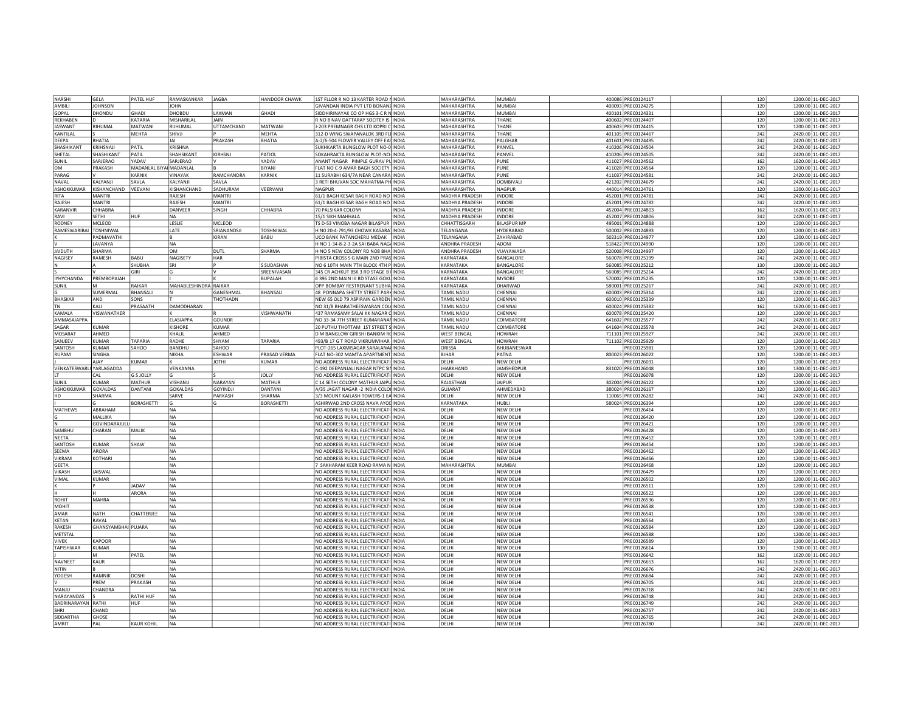| NARSHI | GELA | PATEL HUF | RAMASKANKAR | JAGBA | HANDOOR CHAWK | 1ST FLLOR R NO 13 KARTER ROAD N | INDIA | MAHARASHTRA | MUMBAI | 400086 | PREC0124117 | 120 | 1200.00 | 11-DEC-2017 |
|---|---|---|---|---|---|---|---|---|---|---|---|---|---|---|
| AMBILI | JOHNSON | | JOHN | | | GIVANDAN INDIA PVT LTD BONANZ | INDIA | MAHARASHTRA | MUMBAI | 400093 | PREC0124275 | 120 | 1200.00 | 11-DEC-2017 |
| GOPAL | DHONDU | GHADI | DHOBDU | LAXMAN | GHADI | SIDDHIRINAYAK CO OP HGS 3-C R N | INDIA | MAHARASHTRA | MUMBAI | 400101 | PREC0124331 | 120 | 1200.00 | 11-DEC-2017 |
| REKHABEN | D | KATARIA | MISHARILAL | JAIN | | R NO 8 NAV DATTARAY SOCITEY IS | INDIA | MAHARASHTRA | THANE | 400602 | PREC0124407 | 120 | 1200.00 | 11-DEC-2017 |
| JASWANT | RIJHUMAL | MATWANI | RIJHUMAL | UTTAMCHAND | MATWANI | J-203 PREMNAGR CHS LTD KOPRI C | INDIA | MAHARASHTRA | THANE | 400603 | PREC0124415 | 120 | 1200.00 | 11-DEC-2017 |
| KANTILAL | S | MEHTA | SHIVJI | | MEHTA | 312-D WING SWAPANALOK 3RD FL | INDIA | MAHARASHTRA | THANE | 401105 | PREC0124467 | 242 | 2420.00 | 11-DEC-2017 |
| DEEPA | BHATIA | | JAI | PRAKASH | BHATIA | A-2/6-504 FLOWER VALLEY OFF EAS | INDIA | MAHARASHTRA | PALGHAR | 401601 | PREC0124495 | 242 | 2420.00 | 11-DEC-2017 |
| SHASHIKANT | KRIHSNAJI | PATIL | KRISHNA | | | SUKHKARTA BUNGLOW PLOT NO-0 | INDIA | MAHARASHTRA | PANVEL | 410206 | PREC0124504 | 242 | 2420.00 | 11-DEC-2017 |
| SHETAL | SHASHIKANT | PATIL | SHAHSIKANT | KIRHSNJ | PATIOL | SOKAHRAKTA BUNGLOW PLOT-NO- | INDIA | MAHARASHTRA | PANVEL | 410206 | PREC0124505 | 242 | 2420.00 | 11-DEC-2017 |
| SUNIL | SARJERAO | YADAV | SARJERAO | V | YADAV | ANANT NAGAR PIMPLE GURAV PU | INDIA | MAHARASHTRA | PUNE | 411027 | PREC0124562 | 162 | 1620.00 | 11-DEC-2017 |
| OM | PRAKASH | MADANLAL BIYAI | MADANLAL | B | BIYANI | FLAT NO C-9 AMAR BAGH SOCIETY | INDIA | MAHARASHTRA | PUNE | 411028 | PREC0124564 | 120 | 1200.00 | 11-DEC-2017 |
| PARAG | V | KARNIK | VINAYAK | RAMCHANDRA | KARNIK | 11 SURABHI 634/7A NEAR CANARA | INDIA | MAHARASHTRA | PUNE | 411037 | PREC0124581 | 242 | 2420.00 | 11-DEC-2017 |
| NAVAL | KALYANJI | SAVLA | KALYANJI | SAVLA | | 3 RETI BHUVAN SOC MAHATMA PH | INDIA | MAHARASHTRA | DOMBIVALI | 421202 | PREC0124679 | 242 | 2420.00 | 11-DEC-2017 |
| ASHOKKUMAR | KISHANCHAND | VEEVANI | KISHANCHAND | SADHURAM | VEERVANI | NAGPUR | INDIA | MAHARASHTRA | NAGPUR | 440014 | PREC0124761 | 120 | 1200.00 | 11-DEC-2017 |
| RITA | MANTRI | | RAJESH | MANTRI | | 61/1 BAGH KESAR BAGH ROAD NO | INDIA | MADHYA PRADESH | INDORE | 452001 | PREC0124781 | 242 | 2420.00 | 11-DEC-2017 |
| RAJESH | MANTRI | | RAJESH | MANTRI | | 61/1 BAGH KESAR BAGH ROAD NO | INDIA | MADHYA PRADESH | INDORE | 452001 | PREC0124782 | 242 | 2420.00 | 11-DEC-2017 |
| KARANVIR | CHHABRA | | DANVEER | SINGH | CHHABRA | 70 PALSIKAR COLONY | INDIA | MADHYA PRADESH | INDORE | 452004 | PREC0124803 | 162 | 1620.00 | 11-DEC-2017 |
| RAVI | SETHI | HUF | NA | | | 15/1 SIKH MAHHALA | INDIA | MADHYA PRADESH | INDORE | 452007 | PREC0124806 | 242 | 2420.00 | 11-DEC-2017 |
| RODNEY | MCLEOD | | LESLIE | MCLEOD | | TS D-53 VINOBA NAGAR BILASPUR | INDIA | CHHATTISGARH | BILASPUR MP | 495001 | PREC0124888 | 120 | 1200.00 | 11-DEC-2017 |
| RAMESWARIBAI | TOSHNIWAL | | LATE | SRIANANDSJI | TOSHNIWAL | H NO 20-4-791/93 CHOWK KASARA | INDIA | TELANGANA | HYDERABAD | 500002 | PREC0124893 | 120 | 1200.00 | 11-DEC-2017 |
| K | PADMAVATHI | | B | KIRAN | BABU | UCO BANK PATANCHERU MEDAK | INDIA | TELANGANA | ZAHIRABAD | 502319 | PREC0124977 | 120 | 1200.00 | 11-DEC-2017 |
| V | LAVANYA | | NA | | | H NO 1-34-8-2-3-2A SAI BABA NAG | INDIA | ANDHRA PRADESH | ADONI | 518422 | PREC0124990 | 120 | 1200.00 | 11-DEC-2017 |
| JAIDUTH | SHARMA | | OM | DUTL | SHARMA | H NO 5 NEW COLONY RD NO8 BHA | INDIA | ANDHRA PRADESH | VIJAYAWADA | 520008 | PREC0124997 | 120 | 1200.00 | 11-DEC-2017 |
| NAGISEY | RAMESH | BABU | NAGISETY | HAR | | PIBISTA CROSS S G MAIN 2ND PRAS | INDIA | KARNATAKA | BANGALORE | 560078 | PREC0125199 | 242 | 2420.00 | 11-DEC-2017 |
| N | A | SHUBHA | SRI | P | S SUDASHAN | NO 6 10TH MAIN 7TH BLOCK 4TH P | INDIA | KARNATAKA | BANGALORE | 560085 | PREC0125212 | 130 | 1300.00 | 11-DEC-2017 |
| S | V | GIRI | G | V | SREENIVASAN | 345 CR ACHKUT BSK 3 RD STAGE B | INDIA | KARNATAKA | BANGALORE | 560085 | PREC0125214 | 242 | 2420.00 | 11-DEC-2017 |
| IYHYCHANDA | PREMBOPAIAH | | I | K | BUPALAH | # 396 2ND MAIN III RD STASE GOKU | INDIA | KARNATAKA | MYSORE | 570002 | PREC0125235 | 120 | 1200.00 | 11-DEC-2017 |
| SUNIL | M | RAIKAR | MAHABLESHINDRA | RAIKAR | | OPP BOMBAY RESTRENANT SUBHA | INDIA | KARNATAKA | DHARWAD | 580001 | PREC0125267 | 242 | 2420.00 | 11-DEC-2017 |
| G | SUMERMAL | BHANSALI | N | GANESHMAL | BHANSALI | 48 PONNAPA SHETTY STREET PARK | INDIA | TAMIL NADU | CHENNAI | 600003 | PREC0125314 | 242 | 2420.00 | 11-DEC-2017 |
| BHASKAR | AND | SONS | T | THOTHADN | | NEW 65 OLD 79 ASPIRAIN GARDEN | INDIA | TAMIL NADU | CHENNAI | 600010 | PREC0125339 | 120 | 1200.00 | 11-DEC-2017 |
| TN | KALI | PRASAATH | DAMODHARAN | | | NO 31/8 BHARATHEESWARAN COL | INDIA | TAMIL NADU | CHENNAI | 600024 | PREC0125382 | 162 | 1620.00 | 11-DEC-2017 |
| KAMALA | VISWANATHER | | K | R | VISHWANATH | 437 RAMASAMY SALAI KK NAGAR C | INDIA | TAMIL NADU | CHENNAI | 600078 | PREC0125420 | 120 | 1200.00 | 11-DEC-2017 |
| AMMASAIAPPA | | | ELASIAPPA | GOUNDR | | NO 33-34 7TH STREET KUMARANAI | INDIA | TAMIL NADU | COIMBATORE | 641602 | PREC0125577 | 242 | 2420.00 | 11-DEC-2017 |
| SAGAR | KUMAR | | KISHORE | KUMAR | | 20 PUTHU THOTTAM 1ST STREET S | INDIA | TAMIL NADU | COIMBATORE | 641604 | PREC0125578 | 242 | 2420.00 | 11-DEC-2017 |
| MOSARAT | AHMED | | KHALIL | AHMED | | D M BANGLOW GIRISHI BANKIM R | INDIA | WEST BENGAL | HOWRAH | 711101 | PREC0125927 | 242 | 2420.00 | 11-DEC-2017 |
| SANJEEV | KUMAR | TAPARIA | RADHE | SHYAM | TAPARIA | 493/B 17 G T ROAD VIKRUMVIHAR | INDIA | WEST BENGAL | HOWRAH | 711102 | PREC0125929 | 120 | 1200.00 | 11-DEC-2017 |
| SANTOSH | KUMAR | SAHOO | BANDHU | SAHOO | | PLOT-265 LAXMISAGAR SARALANA | INDIA | ORISSA | BHUBANESWAR | | PREC0125981 | 120 | 1200.00 | 11-DEC-2017 |
| RUPAM | SINGHA | | NIKHA | ESHWAR | PRASAD VERMA | FLAT NO-302 MAMTA APARTMENT | INDIA | BIHAR | PATNA | 800023 | PREC0126022 | 120 | 1200.00 | 11-DEC-2017 |
| J | AJAY | KUMAR | K | JOTHI | KUMAR | NO ADDRESS RURAL ELECTRIFICATI | INDIA | DELHI | NEW DELHI | | PREC0126031 | 120 | 1200.00 | 11-DEC-2017 |
| VENKATESWARLU | YARLAGADDA | | VENKANNA | | | C-192 DEEPANJALI NAGAR NTPC SI | INDIA | JHARKHAND | JAMSHEDPUR | 831020 | PREC0126048 | 130 | 1300.00 | 11-DEC-2017 |
| LT | CAL | G S JOLLY | G | S | JOLLY | NO ADDRESS RURAL ELECTRIFICATI | INDIA | DELHI | NEW DELHI | | PREC0126078 | 120 | 1200.00 | 11-DEC-2017 |
| SUNIL | KUMAR | MATHUR | VISHANU | NARAYAN | MATHUR | C 14 SETHI COLONY MATHUR JAIPU | INDIA | RAJASTHAN | JAIPUR | 302004 | PREC0126122 | 120 | 1200.00 | 11-DEC-2017 |
| ASHOKKUMAR | GOKALDAS | DANTANI | GOKALDAS | GOYINDJI | DANTANI | A/35 JAGAT NAGAR -2 INDIA COLO | INDIA | GUJARAT | AHMEDABAD | 380024 | PREC0126167 | 120 | 1200.00 | 11-DEC-2017 |
| HD | SHARMA | | SARVE | PARKASH | SHARMA | 3/3 MOUNT KAILASH TOWERS-1 EA | INDIA | DELHI | NEW DELHI | 110065 | PREC0126282 | 242 | 2420.00 | 11-DEC-2017 |
| I | G | BORASHETTI | G | G | BORASHETTI | ASHIRWAD 2ND CROSS NAVA AYO | INDIA | KARNATAKA | HUBLI | 580024 | PREC0126394 | 120 | 1200.00 | 11-DEC-2017 |
| MATHEWS | ABRAHAM | | NA | | | NO ADDRESS RURAL ELECTRIFICATI | INDIA | DELHI | NEW DELHI | | PREC0126414 | 120 | 1200.00 | 11-DEC-2017 |
| G | MALLIKA | | NA | | | NO ADDRESS RURAL ELECTRIFICATI | INDIA | DELHI | NEW DELHI | | PREC0126420 | 120 | 1200.00 | 11-DEC-2017 |
| N | GOVINDARAJULU | | NA | | | NO ADDRESS RURAL ELECTRIFICATI | INDIA | DELHI | NEW DELHI | | PREC0126421 | 120 | 1200.00 | 11-DEC-2017 |
| SAMBHU | CHARAN | MALIK | NA | | | NO ADDRESS RURAL ELECTRIFICATI | INDIA | DELHI | NEW DELHI | | PREC0126428 | 120 | 1200.00 | 11-DEC-2017 |
| NEETA | | | NA | | | NO ADDRESS RURAL ELECTRIFICATI | INDIA | DELHI | NEW DELHI | | PREC0126452 | 120 | 1200.00 | 11-DEC-2017 |
| SANTOSH | KUMAR | SHAW | NA | | | NO ADDRESS RURAL ELECTRIFICATI | INDIA | DELHI | NEW DELHI | | PREC0126454 | 120 | 1200.00 | 11-DEC-2017 |
| SEEMA | ARORA | | NA | | | NO ADDRESS RURAL ELECTRIFICATI | INDIA | DELHI | NEW DELHI | | PREC0126462 | 120 | 1200.00 | 11-DEC-2017 |
| VIKRAM | KOTHARI | | NA | | | NO ADDRESS RURAL ELECTRIFICATI | INDIA | DELHI | NEW DELHI | | PREC0126466 | 120 | 1200.00 | 11-DEC-2017 |
| GEETA | | | NA | | | 7 SAKHARAM KEER ROAD RAMA N | INDIA | MAHARASHTRA | MUMBAI | | PREC0126468 | 120 | 1200.00 | 11-DEC-2017 |
| VIKASH | JAISWAL | | NA | | | NO ADDRESS RURAL ELECTRIFICATI | INDIA | DELHI | NEW DELHI | | PREC0126479 | 120 | 1200.00 | 11-DEC-2017 |
| VIMAL | KUMAR | | NA | | | NO ADDRESS RURAL ELECTRIFICATI | INDIA | DELHI | NEW DELHI | | PREC0126502 | 120 | 1200.00 | 11-DEC-2017 |
| K | P | JADAV | NA | | | NO ADDRESS RURAL ELECTRIFICATI | INDIA | DELHI | NEW DELHI | | PREC0126511 | 120 | 1200.00 | 11-DEC-2017 |
| H | H | ARORA | NA | | | NO ADDRESS RURAL ELECTRIFICATI | INDIA | DELHI | NEW DELHI | | PREC0126522 | 120 | 1200.00 | 11-DEC-2017 |
| ROHIT | MAHRA | | NA | | | NO ADDRESS RURAL ELECTRIFICATI | INDIA | DELHI | NEW DELHI | | PREC0126536 | 120 | 1200.00 | 11-DEC-2017 |
| MOHIT | | | NA | | | NO ADDRESS RURAL ELECTRIFICATI | INDIA | DELHI | NEW DELHI | | PREC0126538 | 120 | 1200.00 | 11-DEC-2017 |
| AMAR | NATH | CHATTERJEE | NA | | | NO ADDRESS RURAL ELECTRIFICATI | INDIA | DELHI | NEW DELHI | | PREC0126541 | 120 | 1200.00 | 11-DEC-2017 |
| KETAN | RAVAL | | NA | | | NO ADDRESS RURAL ELECTRIFICATI | INDIA | DELHI | NEW DELHI | | PREC0126564 | 120 | 1200.00 | 11-DEC-2017 |
| RAKESH | GHANSYAMBHAI | PUJARA | NA | | | NO ADDRESS RURAL ELECTRIFICATI | INDIA | DELHI | NEW DELHI | | PREC0126584 | 120 | 1200.00 | 11-DEC-2017 |
| METSTAL | | | NA | | | NO ADDRESS RURAL ELECTRIFICATI | INDIA | DELHI | NEW DELHI | | PREC0126588 | 120 | 1200.00 | 11-DEC-2017 |
| VIVEK | KAPOOR | | NA | | | NO ADDRESS RURAL ELECTRIFICATI | INDIA | DELHI | NEW DELHI | | PREC0126589 | 120 | 1200.00 | 11-DEC-2017 |
| TAPISHWAR | KUMAR | | NA | | | NO ADDRESS RURAL ELECTRIFICATI | INDIA | DELHI | NEW DELHI | | PREC0126614 | 130 | 1300.00 | 11-DEC-2017 |
| J | M | PATEL | NA | | | NO ADDRESS RURAL ELECTRIFICATI | INDIA | DELHI | NEW DELHI | | PREC0126642 | 162 | 1620.00 | 11-DEC-2017 |
| NAVNEET | KAUR | | NA | | | NO ADDRESS RURAL ELECTRIFICATI | INDIA | DELHI | NEW DELHI | | PREC0126653 | 162 | 1620.00 | 11-DEC-2017 |
| NITIN | B | | NA | | | NO ADDRESS RURAL ELECTRIFICATI | INDIA | DELHI | NEW DELHI | | PREC0126676 | 242 | 2420.00 | 11-DEC-2017 |
| YOGESH | RAMNIK | DOSHI | NA | | | NO ADDRESS RURAL ELECTRIFICATI | INDIA | DELHI | NEW DELHI | | PREC0126684 | 242 | 2420.00 | 11-DEC-2017 |
| V | PREM | PRAKASH | NA | | | NO ADDRESS RURAL ELECTRIFICATI | INDIA | DELHI | NEW DELHI | | PREC0126705 | 242 | 2420.00 | 11-DEC-2017 |
| MANJU | CHANDRA | | NA | | | NO ADDRESS RURAL ELECTRIFICATI | INDIA | DELHI | NEW DELHI | | PREC0126718 | 242 | 2420.00 | 11-DEC-2017 |
| NARAYANDAS | S | RATHI HUF | NA | | | NO ADDRESS RURAL ELECTRIFICATI | INDIA | DELHI | NEW DELHI | | PREC0126748 | 242 | 2420.00 | 11-DEC-2017 |
| BADRINARAYAN | RATHI | HUF | NA | | | NO ADDRESS RURAL ELECTRIFICATI | INDIA | DELHI | NEW DELHI | | PREC0126749 | 242 | 2420.00 | 11-DEC-2017 |
| SHRI | CHAND | | NA | | | NO ADDRESS RURAL ELECTRIFICATI | INDIA | DELHI | NEW DELHI | | PREC0126757 | 242 | 2420.00 | 11-DEC-2017 |
| SIDDARTHA | GHOSE | | NA | | | NO ADDRESS RURAL ELECTRIFICATI | INDIA | DELHI | NEW DELHI | | PREC0126765 | 242 | 2420.00 | 11-DEC-2017 |
| AMRIT | PAL | KAUR KOHIL | NA | | | NO ADDRESS RURAL ELECTRIFICATI | INDIA | DELHI | NEW DELHI | | PREC0126780 | 242 | 2420.00 | 11-DEC-2017 |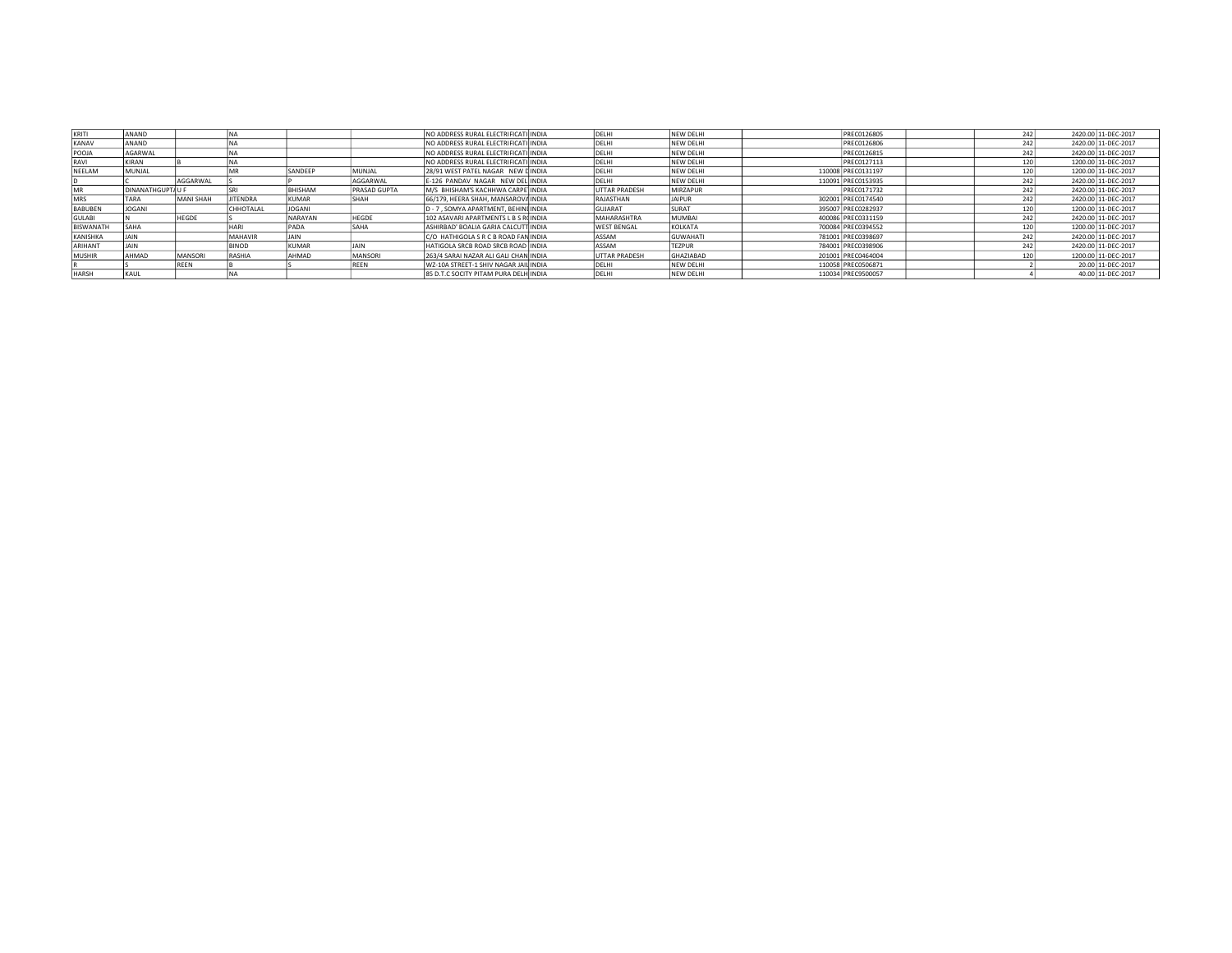| | | | | | | | | | | | | | | | | |
|---|---|---|---|---|---|---|---|---|---|---|---|---|---|---|---|---|
| KRITI | ANAND | | NA | | | NO ADDRESS RURAL ELECTRIFICATI | INDIA | DELHI | NEW DELHI | | | PREC0126805 | | 242 | 2420.00 | 11-DEC-2017 |
| KANAV | ANAND | | NA | | | NO ADDRESS RURAL ELECTRIFICATI | INDIA | DELHI | NEW DELHI | | | PREC0126806 | | 242 | 2420.00 | 11-DEC-2017 |
| POOJA | AGARWAL | | NA | | | NO ADDRESS RURAL ELECTRIFICATI | INDIA | DELHI | NEW DELHI | | | PREC0126815 | | 242 | 2420.00 | 11-DEC-2017 |
| RAVI | KIRAN | B | NA | | | NO ADDRESS RURAL ELECTRIFICATI | INDIA | DELHI | NEW DELHI | | | PREC0127113 | | 120 | 1200.00 | 11-DEC-2017 |
| NEELAM | MUNJAL | | MR | SANDEEP | MUNJAL | 28/91 WEST PATEL NAGAR NEW D | INDIA | DELHI | NEW DELHI | | 110008 | PREC0131197 | | 120 | 1200.00 | 11-DEC-2017 |
| D | C | AGGARWAL | S | P | AGGARWAL | E-126 PANDAV NAGAR NEW DEL | INDIA | DELHI | NEW DELHI | | 110091 | PREC0153935 | | 242 | 2420.00 | 11-DEC-2017 |
| MR | DINANATHGUPTA | U F | SRI | BHISHAM | PRASAD GUPTA | M/S BHISHAM'S KACHHWA CARPE | INDIA | UTTAR PRADESH | MIRZAPUR | | | PREC0171732 | | 242 | 2420.00 | 11-DEC-2017 |
| MRS | TARA | MANI SHAH | JITENDRA | KUMAR | SHAH | 66/179, HEERA SHAH, MANSAROVA | INDIA | RAJASTHAN | JAIPUR | | 302001 | PREC0174540 | | 242 | 2420.00 | 11-DEC-2017 |
| BABUBEN | JOGANI | | CHHOTALAL | JOGANI | | D - 7 , SOMYA APARTMENT, BEHIN | INDIA | GUJARAT | SURAT | | 395007 | PREC0282937 | | 120 | 1200.00 | 11-DEC-2017 |
| GULABI | N | HEGDE | S | NARAYAN | HEGDE | 102 ASAVARI APARTMENTS L B S R | INDIA | MAHARASHTRA | MUMBAI | | 400086 | PREC0331159 | | 242 | 2420.00 | 11-DEC-2017 |
| BISWANATH | SAHA | | HARI | PADA | SAHA | ASHIRBAD' BOALIA GARIA CALCUTT | INDIA | WEST BENGAL | KOLKATA | | 700084 | PREC0394552 | | 120 | 1200.00 | 11-DEC-2017 |
| KANISHKA | JAIN | | MAHAVIR | JAIN | | C/O HATHIGOLA S R C B ROAD FAN | INDIA | ASSAM | GUWAHATI | | 781001 | PREC0398697 | | 242 | 2420.00 | 11-DEC-2017 |
| ARIHANT | JAIN | | BINOD | KUMAR | JAIN | HATIGOLA SRCB ROAD SRCB ROAD | INDIA | ASSAM | TEZPUR | | 784001 | PREC0398906 | | 242 | 2420.00 | 11-DEC-2017 |
| MUSHIR | AHMAD | MANSORI | RASHIA | AHMAD | MANSORI | 263/4 SARAI NAZAR ALI GALI CHAN | INDIA | UTTAR PRADESH | GHAZIABAD | | 201001 | PREC0464004 | | 120 | 1200.00 | 11-DEC-2017 |
| R | S | REEN | B | S | REEN | WZ-10A STREET-1 SHIV NAGAR JAIL | INDIA | DELHI | NEW DELHI | | 110058 | PREC0506871 | | 2 | 20.00 | 11-DEC-2017 |
| HARSH | KAUL | | NA | | | 85 D.T.C SOCITY PITAM PURA DELH | INDIA | DELHI | NEW DELHI | | 110034 | PREC9500057 | | 4 | 40.00 | 11-DEC-2017 |